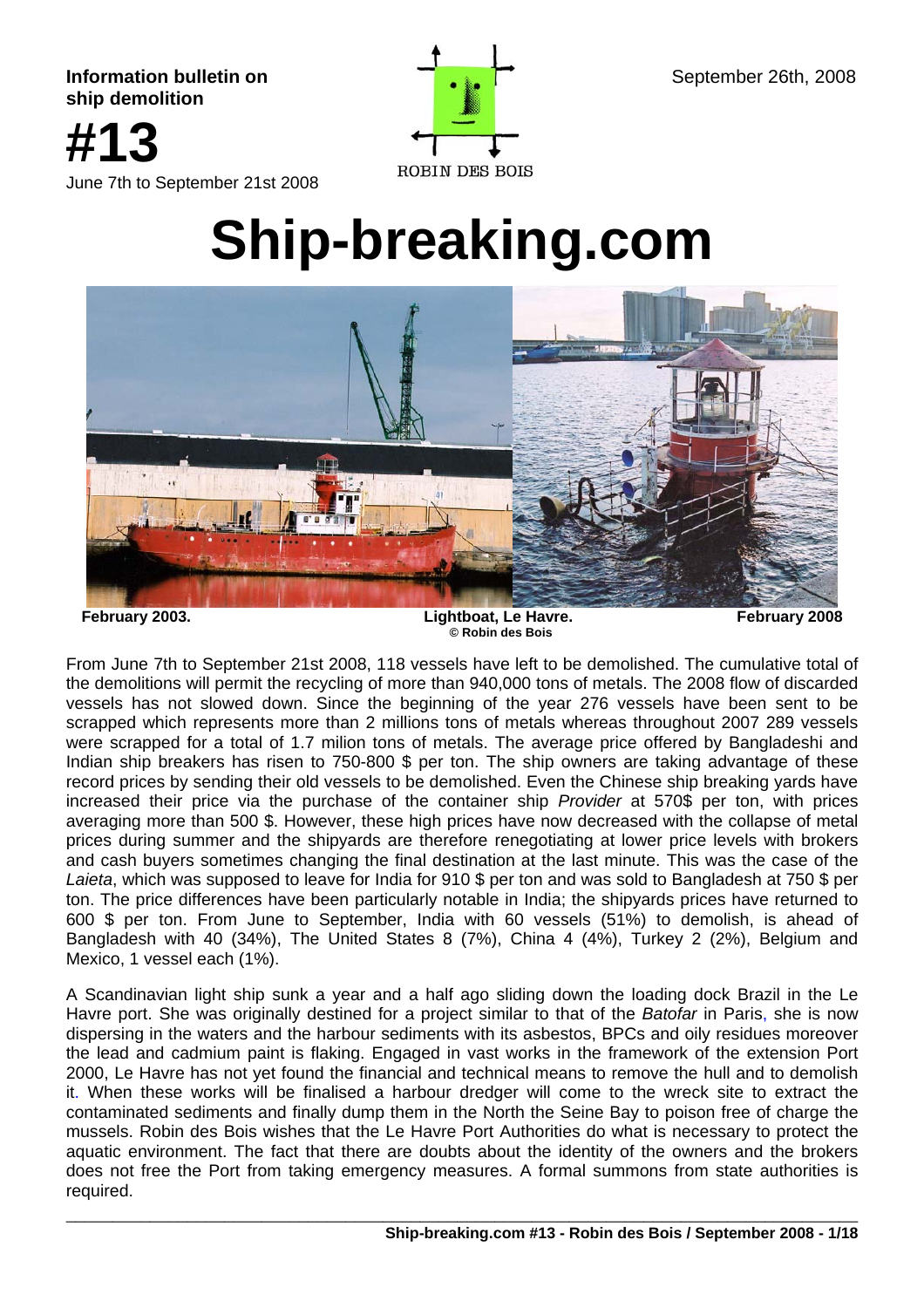**Information bulletin on ship demolition**

# #13

June 7th to September 21st 2008

ROBIN DES BOIS

September 26th, 2008

# Ship-breaking.com

**February 2003.** **Lightboat, Le Havre.** **February 2008**
**© Robin des Bois**

From June 7th to September 21st 2008, 118 vessels have left to be demolished. The cumulative total of the demolitions will permit the recycling of more than 940,000 tons of metals. The 2008 flow of discarded vessels has not slowed down. Since the beginning of the year 276 vessels have been sent to be scrapped which represents more than 2 millions tons of metals whereas throughout 2007 289 vessels were scrapped for a total of 1.7 milion tons of metals. The average price offered by Bangladeshi and Indian ship breakers has risen to 750-800 $ per ton. The ship owners are taking advantage of these record prices by sending their old vessels to be demolished. Even the Chinese ship breaking yards have increased their price via the purchase of the container ship *Provider* at 570$ per ton, with prices averaging more than 500 $. However, these high prices have now decreased with the collapse of metal prices during summer and the shipyards are therefore renegotiating at lower price levels with brokers and cash buyers sometimes changing the final destination at the last minute. This was the case of the *Laieta*, which was supposed to leave for India for 910 $ per ton and was sold to Bangladesh at 750 $ per ton. The price differences have been particularly notable in India; the shipyards prices have returned to 600 $ per ton. From June to September, India with 60 vessels (51%) to demolish, is ahead of Bangladesh with 40 (34%), The United States 8 (7%), China 4 (4%), Turkey 2 (2%), Belgium and Mexico, 1 vessel each (1%).

A Scandinavian light ship sunk a year and a half ago sliding down the loading dock Brazil in the Le Havre port. She was originally destined for a project similar to that of the *Batofar* in Paris, she is now dispersing in the waters and the harbour sediments with its asbestos, BPCs and oily residues moreover the lead and cadmium paint is flaking. Engaged in vast works in the framework of the extension Port 2000, Le Havre has not yet found the financial and technical means to remove the hull and to demolish it. When these works will be finalised a harbour dredger will come to the wreck site to extract the contaminated sediments and finally dump them in the North the Seine Bay to poison free of charge the mussels. Robin des Bois wishes that the Le Havre Port Authorities do what is necessary to protect the aquatic environment. The fact that there are doubts about the identity of the owners and the brokers does not free the Port from taking emergency measures. A formal summons from state authorities is required.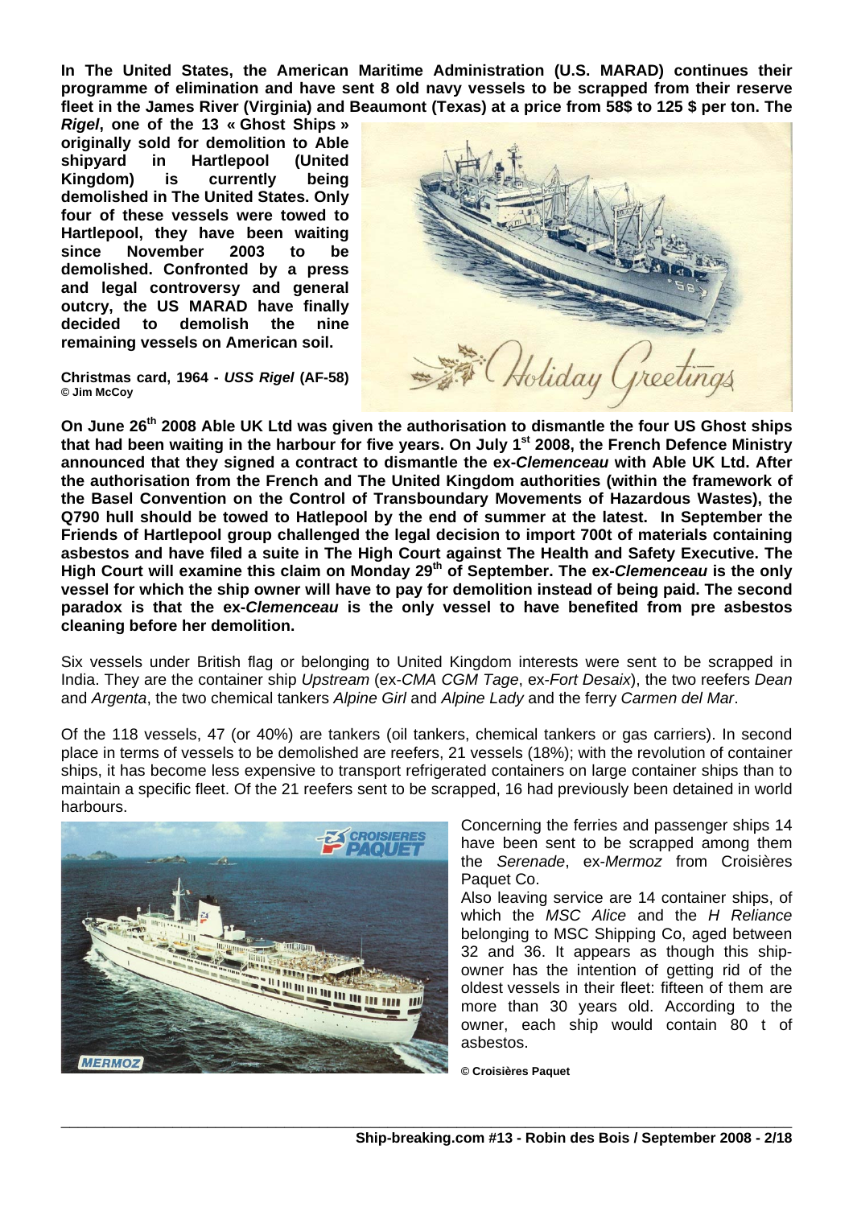**In The United States, the American Maritime Administration (U.S. MARAD) continues their programme of elimination and have sent 8 old navy vessels to be scrapped from their reserve fleet in the James River (Virginia) and Beaumont (Texas) at a price from 58$ to 125 $ per ton. The *Rigel*, one of the 13 « Ghost Ships » originally sold for demolition to Able shipyard in Hartlepool (United Kingdom) is currently being demolished in The United States. Only four of these vessels were towed to Hartlepool, they have been waiting since November 2003 to be demolished. Confronted by a press and legal controversy and general outcry, the US MARAD have finally decided to demolish the nine remaining vessels on American soil.**

**Christmas card, 1964 - *USS Rigel* (AF-58)**
**© Jim McCoy**

**On June 26th 2008 Able UK Ltd was given the authorisation to dismantle the four US Ghost ships that had been waiting in the harbour for five years. On July 1st 2008, the French Defence Ministry announced that they signed a contract to dismantle the ex-*Clemenceau* with Able UK Ltd. After the authorisation from the French and The United Kingdom authorities (within the framework of the Basel Convention on the Control of Transboundary Movements of Hazardous Wastes), the Q790 hull should be towed to Hatlepool by the end of summer at the latest. In September the Friends of Hartlepool group challenged the legal decision to import 700t of materials containing asbestos and have filed a suite in The High Court against The Health and Safety Executive. The High Court will examine this claim on Monday 29th of September. The ex-*Clemenceau* is the only vessel for which the ship owner will have to pay for demolition instead of being paid. The second paradox is that the ex-*Clemenceau* is the only vessel to have benefited from pre asbestos cleaning before her demolition.**

Six vessels under British flag or belonging to United Kingdom interests were sent to be scrapped in India. They are the container ship *Upstream* (ex-*CMA CGM Tage*, ex-*Fort Desaix*), the two reefers *Dean* and *Argenta*, the two chemical tankers *Alpine Girl* and *Alpine Lady* and the ferry *Carmen del Mar*.

Of the 118 vessels, 47 (or 40%) are tankers (oil tankers, chemical tankers or gas carriers). In second place in terms of vessels to be demolished are reefers, 21 vessels (18%); with the revolution of container ships, it has become less expensive to transport refrigerated containers on large container ships than to maintain a specific fleet. Of the 21 reefers sent to be scrapped, 16 had previously been detained in world harbours.

Concerning the ferries and passenger ships 14 have been sent to be scrapped among them the *Serenade*, ex-*Mermoz* from Croisières Paquet Co.

Also leaving service are 14 container ships, of which the *MSC Alice* and the *H Reliance* belonging to MSC Shipping Co, aged between 32 and 36. It appears as though this ship-owner has the intention of getting rid of the oldest vessels in their fleet: fifteen of them are more than 30 years old. According to the owner, each ship would contain 80 t of asbestos.

**© Croisières Paquet**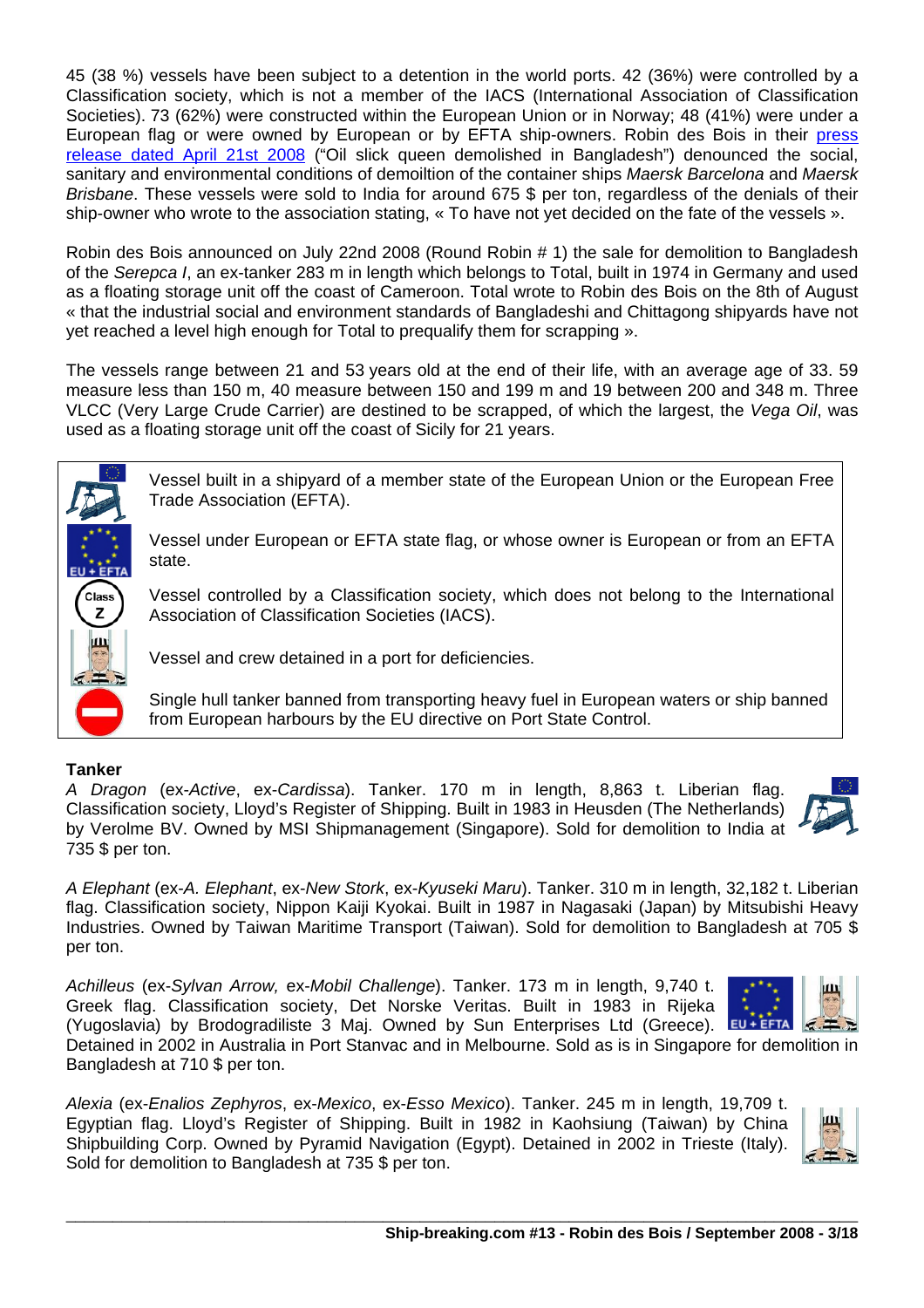45 (38 %) vessels have been subject to a detention in the world ports. 42 (36%) were controlled by a Classification society, which is not a member of the IACS (International Association of Classification Societies). 73 (62%) were constructed within the European Union or in Norway; 48 (41%) were under a European flag or were owned by European or by EFTA ship-owners. Robin des Bois in their press release dated April 21st 2008 ("Oil slick queen demolished in Bangladesh") denounced the social, sanitary and environmental conditions of demoiltion of the container ships *Maersk Barcelona* and *Maersk Brisbane*. These vessels were sold to India for around 675 $ per ton, regardless of the denials of their ship-owner who wrote to the association stating, « To have not yet decided on the fate of the vessels ».

Robin des Bois announced on July 22nd 2008 (Round Robin # 1) the sale for demolition to Bangladesh of the *Serepca I*, an ex-tanker 283 m in length which belongs to Total, built in 1974 in Germany and used as a floating storage unit off the coast of Cameroon. Total wrote to Robin des Bois on the 8th of August « that the industrial social and environment standards of Bangladeshi and Chittagong shipyards have not yet reached a level high enough for Total to prequalify them for scrapping ».

The vessels range between 21 and 53 years old at the end of their life, with an average age of 33. 59 measure less than 150 m, 40 measure between 150 and 199 m and 19 between 200 and 348 m. Three VLCC (Very Large Crude Carrier) are destined to be scrapped, of which the largest, the *Vega Oil*, was used as a floating storage unit off the coast of Sicily for 21 years.

Vessel built in a shipyard of a member state of the European Union or the European Free Trade Association (EFTA).

Vessel under European or EFTA state flag, or whose owner is European or from an EFTA state.

Vessel controlled by a Classification society, which does not belong to the International Association of Classification Societies (IACS).

Vessel and crew detained in a port for deficiencies.

Single hull tanker banned from transporting heavy fuel in European waters or ship banned from European harbours by the EU directive on Port State Control.

**Tanker**

*A Dragon* (ex-*Active*, ex-*Cardissa*). Tanker. 170 m in length, 8,863 t. Liberian flag. Classification society, Lloyd's Register of Shipping. Built in 1983 in Heusden (The Netherlands) by Verolme BV. Owned by MSI Shipmanagement (Singapore). Sold for demolition to India at 735 $ per ton.

*A Elephant* (ex-*A. Elephant*, ex-*New Stork*, ex-*Kyuseki Maru*). Tanker. 310 m in length, 32,182 t. Liberian flag. Classification society, Nippon Kaiji Kyokai. Built in 1987 in Nagasaki (Japan) by Mitsubishi Heavy Industries. Owned by Taiwan Maritime Transport (Taiwan). Sold for demolition to Bangladesh at 705 $ per ton.

*Achilleus* (ex-*Sylvan Arrow,* ex-*Mobil Challenge*). Tanker. 173 m in length, 9,740 t. Greek flag. Classification society, Det Norske Veritas. Built in 1983 in Rijeka (Yugoslavia) by Brodogradiliste 3 Maj. Owned by Sun Enterprises Ltd (Greece). Detained in 2002 in Australia in Port Stanvac and in Melbourne. Sold as is in Singapore for demolition in Bangladesh at 710 $ per ton.

*Alexia* (ex-*Enalios Zephyros*, ex-*Mexico*, ex-*Esso Mexico*). Tanker. 245 m in length, 19,709 t. Egyptian flag. Lloyd's Register of Shipping. Built in 1982 in Kaohsiung (Taiwan) by China Shipbuilding Corp. Owned by Pyramid Navigation (Egypt). Detained in 2002 in Trieste (Italy). Sold for demolition to Bangladesh at 735 $ per ton.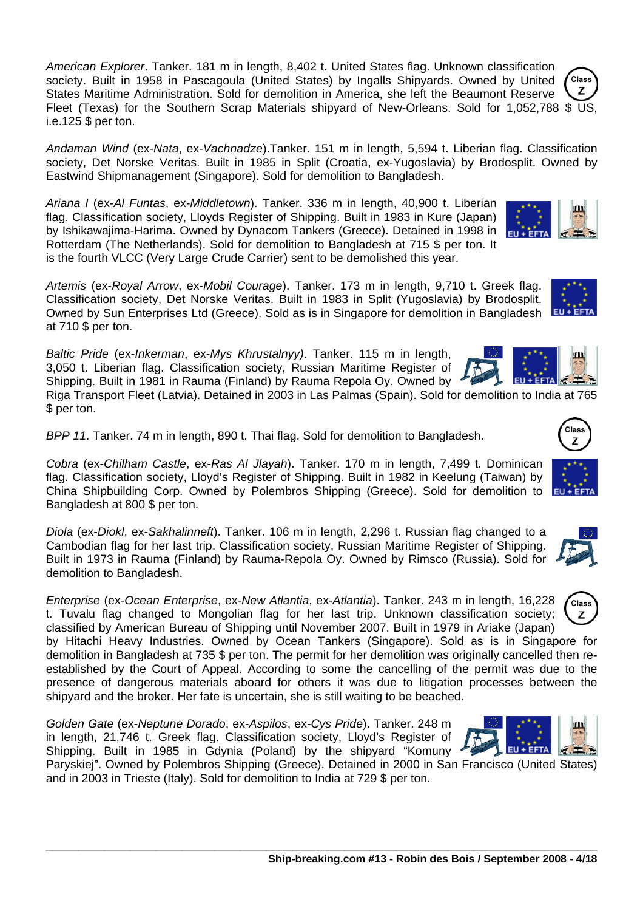*American Explorer*. Tanker. 181 m in length, 8,402 t. United States flag. Unknown classification society. Built in 1958 in Pascagoula (United States) by Ingalls Shipyards. Owned by United States Maritime Administration. Sold for demolition in America, she left the Beaumont Reserve Fleet (Texas) for the Southern Scrap Materials shipyard of New-Orleans. Sold for 1,052,788 $ US, i.e.125 $ per ton.

*Andaman Wind* (ex-*Nata*, ex-*Vachnadze*).Tanker. 151 m in length, 5,594 t. Liberian flag. Classification society, Det Norske Veritas. Built in 1985 in Split (Croatia, ex-Yugoslavia) by Brodosplit. Owned by Eastwind Shipmanagement (Singapore). Sold for demolition to Bangladesh.

*Ariana I* (ex-*Al Funtas*, ex-*Middletown*). Tanker. 336 m in length, 40,900 t. Liberian flag. Classification society, Lloyds Register of Shipping. Built in 1983 in Kure (Japan) by Ishikawajima-Harima. Owned by Dynacom Tankers (Greece). Detained in 1998 in Rotterdam (The Netherlands). Sold for demolition to Bangladesh at 715 $ per ton. It is the fourth VLCC (Very Large Crude Carrier) sent to be demolished this year.

*Artemis* (ex-*Royal Arrow*, ex-*Mobil Courage*). Tanker. 173 m in length, 9,710 t. Greek flag. Classification society, Det Norske Veritas. Built in 1983 in Split (Yugoslavia) by Brodosplit. Owned by Sun Enterprises Ltd (Greece). Sold as is in Singapore for demolition in Bangladesh at 710 $ per ton.

*Baltic Pride* (ex-*Inkerman*, ex-*Mys Khrustalnyy)*. Tanker. 115 m in length, 3,050 t. Liberian flag. Classification society, Russian Maritime Register of Shipping. Built in 1981 in Rauma (Finland) by Rauma Repola Oy. Owned by Riga Transport Fleet (Latvia). Detained in 2003 in Las Palmas (Spain). Sold for demolition to India at 765 $ per ton.

*BPP 11*. Tanker. 74 m in length, 890 t. Thai flag. Sold for demolition to Bangladesh.

*Cobra* (ex-*Chilham Castle*, ex-*Ras Al Jlayah*). Tanker. 170 m in length, 7,499 t. Dominican flag. Classification society, Lloyd's Register of Shipping. Built in 1982 in Keelung (Taiwan) by China Shipbuilding Corp. Owned by Polembros Shipping (Greece). Sold for demolition to Bangladesh at 800 $ per ton.

*Diola* (ex-*Diokl*, ex-*Sakhalinneft*). Tanker. 106 m in length, 2,296 t. Russian flag changed to a Cambodian flag for her last trip. Classification society, Russian Maritime Register of Shipping. Built in 1973 in Rauma (Finland) by Rauma-Repola Oy. Owned by Rimsco (Russia). Sold for demolition to Bangladesh.

*Enterprise* (ex-*Ocean Enterprise*, ex-*New Atlantia*, ex-*Atlantia*). Tanker. 243 m in length, 16,228 t. Tuvalu flag changed to Mongolian flag for her last trip. Unknown classification society; classified by American Bureau of Shipping until November 2007. Built in 1979 in Ariake (Japan) by Hitachi Heavy Industries. Owned by Ocean Tankers (Singapore). Sold as is in Singapore for demolition in Bangladesh at 735 $ per ton. The permit for her demolition was originally cancelled then re-established by the Court of Appeal. According to some the cancelling of the permit was due to the presence of dangerous materials aboard for others it was due to litigation processes between the shipyard and the broker. Her fate is uncertain, she is still waiting to be beached.

*Golden Gate* (ex-*Neptune Dorado*, ex-*Aspilos*, ex-*Cys Pride*). Tanker. 248 m in length, 21,746 t. Greek flag. Classification society, Lloyd's Register of Shipping. Built in 1985 in Gdynia (Poland) by the shipyard "Komuny Paryskiej". Owned by Polembros Shipping (Greece). Detained in 2000 in San Francisco (United States) and in 2003 in Trieste (Italy). Sold for demolition to India at 729 $ per ton.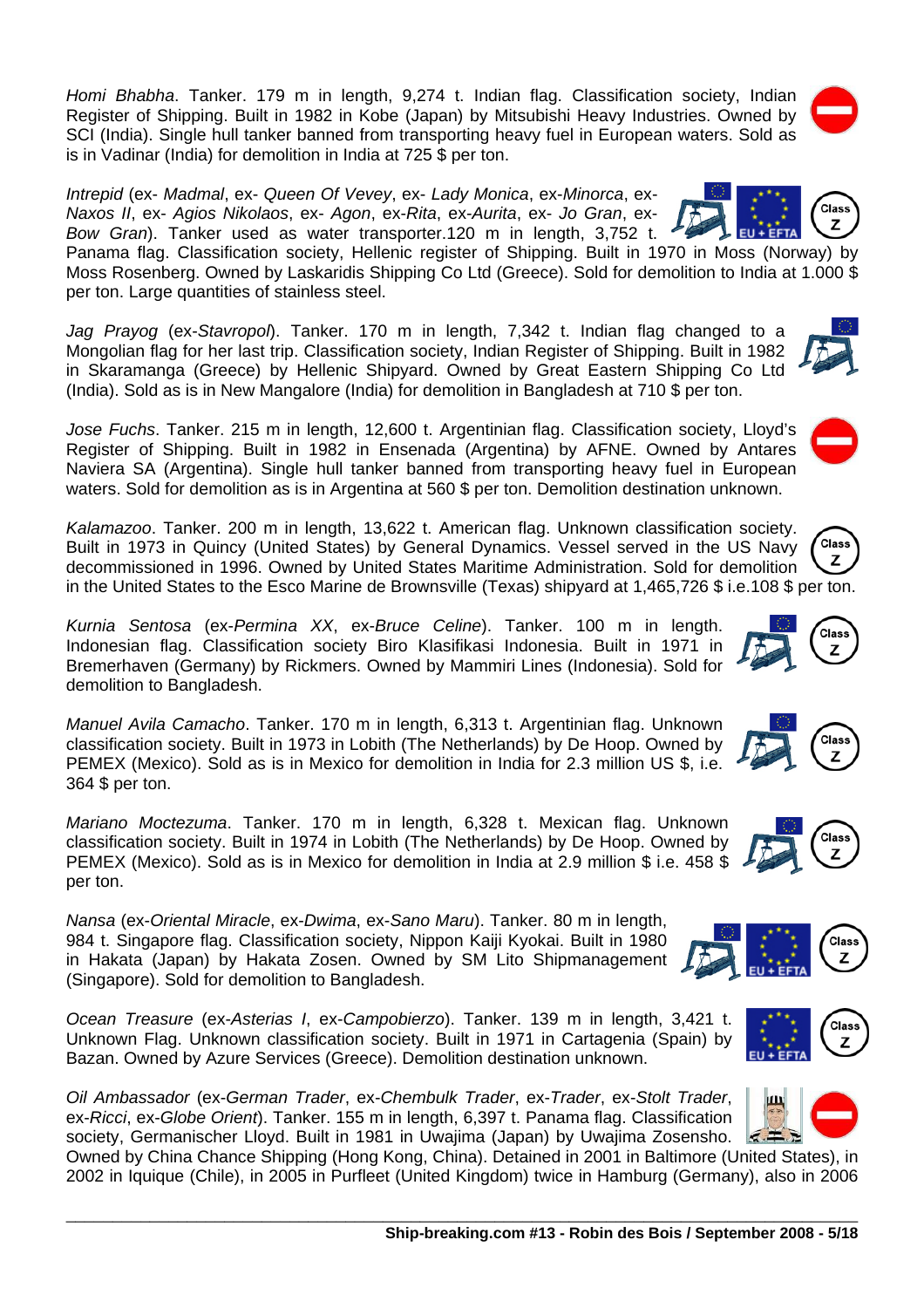*Homi Bhabha*. Tanker. 179 m in length, 9,274 t. Indian flag. Classification society, Indian Register of Shipping. Built in 1982 in Kobe (Japan) by Mitsubishi Heavy Industries. Owned by SCI (India). Single hull tanker banned from transporting heavy fuel in European waters. Sold as is in Vadinar (India) for demolition in India at 725 $ per ton.

*Intrepid* (ex- *Madmal*, ex- *Queen Of Vevey*, ex- *Lady Monica*, ex-*Minorca*, ex-*Naxos II*, ex- *Agios Nikolaos*, ex- *Agon*, ex-*Rita*, ex-*Aurita*, ex- *Jo Gran*, ex-*Bow Gran*). Tanker used as water transporter.120 m in length, 3,752 t. Panama flag. Classification society, Hellenic register of Shipping. Built in 1970 in Moss (Norway) by Moss Rosenberg. Owned by Laskaridis Shipping Co Ltd (Greece). Sold for demolition to India at 1.000 $ per ton. Large quantities of stainless steel.

*Jag Prayog* (ex-*Stavropol*). Tanker. 170 m in length, 7,342 t. Indian flag changed to a Mongolian flag for her last trip. Classification society, Indian Register of Shipping. Built in 1982 in Skaramanga (Greece) by Hellenic Shipyard. Owned by Great Eastern Shipping Co Ltd (India). Sold as is in New Mangalore (India) for demolition in Bangladesh at 710 $ per ton.

*Jose Fuchs*. Tanker. 215 m in length, 12,600 t. Argentinian flag. Classification society, Lloyd's Register of Shipping. Built in 1982 in Ensenada (Argentina) by AFNE. Owned by Antares Naviera SA (Argentina). Single hull tanker banned from transporting heavy fuel in European waters. Sold for demolition as is in Argentina at 560 $ per ton. Demolition destination unknown.

*Kalamazoo*. Tanker. 200 m in length, 13,622 t. American flag. Unknown classification society. Built in 1973 in Quincy (United States) by General Dynamics. Vessel served in the US Navy decommissioned in 1996. Owned by United States Maritime Administration. Sold for demolition in the United States to the Esco Marine de Brownsville (Texas) shipyard at 1,465,726 $ i.e.108 $ per ton.

*Kurnia Sentosa* (ex-*Permina XX*, ex-*Bruce Celine*). Tanker. 100 m in length. Indonesian flag. Classification society Biro Klasifikasi Indonesia. Built in 1971 in Bremerhaven (Germany) by Rickmers. Owned by Mammiri Lines (Indonesia). Sold for demolition to Bangladesh.

*Manuel Avila Camacho*. Tanker. 170 m in length, 6,313 t. Argentinian flag. Unknown classification society. Built in 1973 in Lobith (The Netherlands) by De Hoop. Owned by PEMEX (Mexico). Sold as is in Mexico for demolition in India for 2.3 million US $, i.e. 364 $ per ton.

*Mariano Moctezuma*. Tanker. 170 m in length, 6,328 t. Mexican flag. Unknown classification society. Built in 1974 in Lobith (The Netherlands) by De Hoop. Owned by PEMEX (Mexico). Sold as is in Mexico for demolition in India at 2.9 million $ i.e. 458 $ per ton.

*Nansa* (ex-*Oriental Miracle*, ex-*Dwima*, ex-*Sano Maru*). Tanker. 80 m in length, 984 t. Singapore flag. Classification society, Nippon Kaiji Kyokai. Built in 1980 in Hakata (Japan) by Hakata Zosen. Owned by SM Lito Shipmanagement (Singapore). Sold for demolition to Bangladesh.

*Ocean Treasure* (ex-*Asterias I*, ex-*Campobierzo*). Tanker. 139 m in length, 3,421 t. Unknown Flag. Unknown classification society. Built in 1971 in Cartagenia (Spain) by Bazan. Owned by Azure Services (Greece). Demolition destination unknown.

*Oil Ambassador* (ex-*German Trader*, ex-*Chembulk Trader*, ex-*Trader*, ex-*Stolt Trader*, ex-*Ricci*, ex-*Globe Orient*). Tanker. 155 m in length, 6,397 t. Panama flag. Classification society, Germanischer Lloyd. Built in 1981 in Uwajima (Japan) by Uwajima Zosensho. Owned by China Chance Shipping (Hong Kong, China). Detained in 2001 in Baltimore (United States), in 2002 in Iquique (Chile), in 2005 in Purfleet (United Kingdom) twice in Hamburg (Germany), also in 2006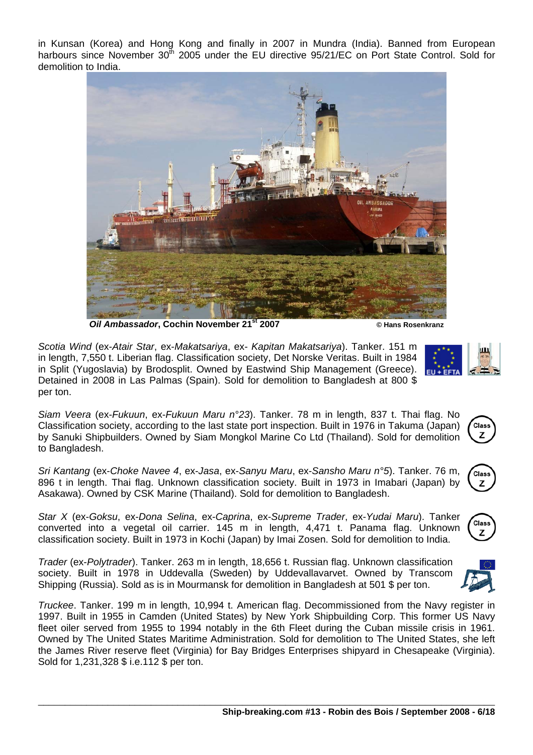in Kunsan (Korea) and Hong Kong and finally in 2007 in Mundra (India). Banned from European harbours since November 30th 2005 under the EU directive 95/21/EC on Port State Control. Sold for demolition to India.

***Oil Ambassador*, Cochin November 21st 2007** **© Hans Rosenkranz**

*Scotia Wind* (ex-*Atair Star*, ex-*Makatsariya*, ex- *Kapitan Makatsariya*). Tanker. 151 m in length, 7,550 t. Liberian flag. Classification society, Det Norske Veritas. Built in 1984 in Split (Yugoslavia) by Brodosplit. Owned by Eastwind Ship Management (Greece). Detained in 2008 in Las Palmas (Spain). Sold for demolition to Bangladesh at 800 $ per ton.

*Siam Veera* (ex-*Fukuun*, ex-*Fukuun Maru n°23*). Tanker. 78 m in length, 837 t. Thai flag. No Classification society, according to the last state port inspection. Built in 1976 in Takuma (Japan) by Sanuki Shipbuilders. Owned by Siam Mongkol Marine Co Ltd (Thailand). Sold for demolition to Bangladesh.

*Sri Kantang* (ex-*Choke Navee 4*, ex-*Jasa*, ex-*Sanyu Maru*, ex-*Sansho Maru n°5*). Tanker. 76 m, 896 t in length. Thai flag. Unknown classification society. Built in 1973 in Imabari (Japan) by Asakawa). Owned by CSK Marine (Thailand). Sold for demolition to Bangladesh.

*Star X* (ex-*Goksu*, ex-*Dona Selina*, ex-*Caprina*, ex-*Supreme Trader*, ex-*Yudai Maru*). Tanker converted into a vegetal oil carrier. 145 m in length, 4,471 t. Panama flag. Unknown classification society. Built in 1973 in Kochi (Japan) by Imai Zosen. Sold for demolition to India.

*Trader* (ex-*Polytrader*). Tanker. 263 m in length, 18,656 t. Russian flag. Unknown classification society. Built in 1978 in Uddevalla (Sweden) by Uddevallavarvet. Owned by Transcom Shipping (Russia). Sold as is in Mourmansk for demolition in Bangladesh at 501 $ per ton.

*Truckee*. Tanker. 199 m in length, 10,994 t. American flag. Decommissioned from the Navy register in 1997. Built in 1955 in Camden (United States) by New York Shipbuilding Corp. This former US Navy fleet oiler served from 1955 to 1994 notably in the 6th Fleet during the Cuban missile crisis in 1961. Owned by The United States Maritime Administration. Sold for demolition to The United States, she left the James River reserve fleet (Virginia) for Bay Bridges Enterprises shipyard in Chesapeake (Virginia). Sold for 1,231,328 $ i.e.112 $ per ton.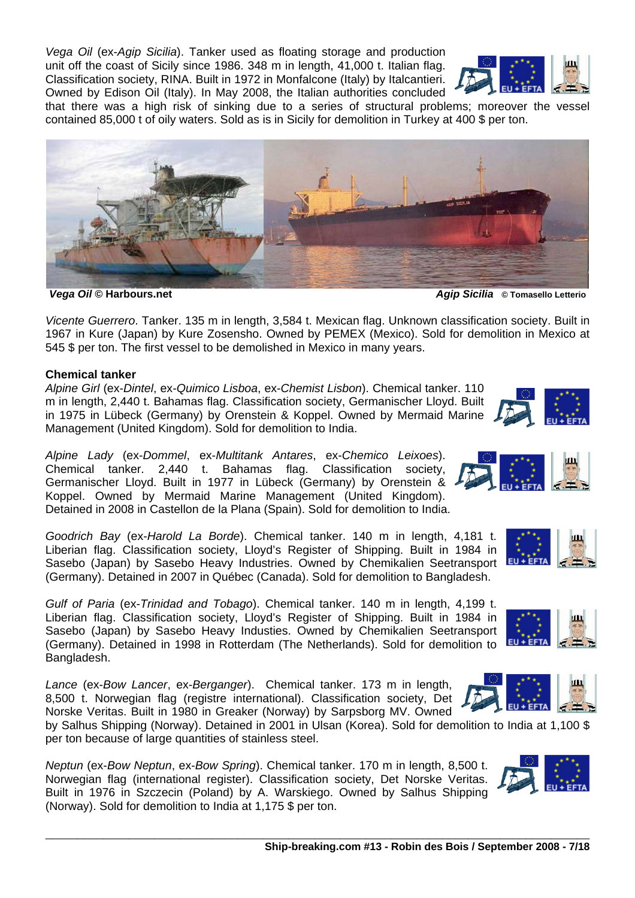*Vega Oil* (ex-*Agip Sicilia*). Tanker used as floating storage and production unit off the coast of Sicily since 1986. 348 m in length, 41,000 t. Italian flag. Classification society, RINA. Built in 1972 in Monfalcone (Italy) by Italcantieri. Owned by Edison Oil (Italy). In May 2008, the Italian authorities concluded that there was a high risk of sinking due to a series of structural problems; moreover the vessel contained 85,000 t of oily waters. Sold as is in Sicily for demolition in Turkey at 400 $ per ton.

***Vega Oil* © Harbours.net** ***Agip Sicilia*** **© Tomasello Letterio**

*Vicente Guerrero*. Tanker. 135 m in length, 3,584 t. Mexican flag. Unknown classification society. Built in 1967 in Kure (Japan) by Kure Zosensho. Owned by PEMEX (Mexico). Sold for demolition in Mexico at 545 $ per ton. The first vessel to be demolished in Mexico in many years.

**Chemical tanker**

*Alpine Girl* (ex-*Dintel*, ex-*Quimico Lisboa*, ex-*Chemist Lisbon*). Chemical tanker. 110 m in length, 2,440 t. Bahamas flag. Classification society, Germanischer Lloyd. Built in 1975 in Lübeck (Germany) by Orenstein & Koppel. Owned by Mermaid Marine Management (United Kingdom). Sold for demolition to India.

*Alpine Lady* (ex-*Dommel*, ex-*Multitank Antares*, ex-*Chemico Leixoes*). Chemical tanker. 2,440 t. Bahamas flag. Classification society, Germanischer Lloyd. Built in 1977 in Lübeck (Germany) by Orenstein & Koppel. Owned by Mermaid Marine Management (United Kingdom). Detained in 2008 in Castellon de la Plana (Spain). Sold for demolition to India.

*Goodrich Bay* (ex-*Harold La Borde*). Chemical tanker. 140 m in length, 4,181 t. Liberian flag. Classification society, Lloyd's Register of Shipping. Built in 1984 in Sasebo (Japan) by Sasebo Heavy Industries. Owned by Chemikalien Seetransport (Germany). Detained in 2007 in Québec (Canada). Sold for demolition to Bangladesh.

*Gulf of Paria* (ex-*Trinidad and Tobago*). Chemical tanker. 140 m in length, 4,199 t. Liberian flag. Classification society, Lloyd's Register of Shipping. Built in 1984 in Sasebo (Japan) by Sasebo Heavy Industies. Owned by Chemikalien Seetransport (Germany). Detained in 1998 in Rotterdam (The Netherlands). Sold for demolition to Bangladesh.

*Lance* (ex-*Bow Lancer*, ex-*Berganger*). Chemical tanker. 173 m in length, 8,500 t. Norwegian flag (registre international). Classification society, Det Norske Veritas. Built in 1980 in Greaker (Norway) by Sarpsborg MV. Owned by Salhus Shipping (Norway). Detained in 2001 in Ulsan (Korea). Sold for demolition to India at 1,100 $ per ton because of large quantities of stainless steel.

*Neptun* (ex-*Bow Neptun*, ex-*Bow Spring*). Chemical tanker. 170 m in length, 8,500 t. Norwegian flag (international register). Classification society, Det Norske Veritas. Built in 1976 in Szczecin (Poland) by A. Warskiego. Owned by Salhus Shipping (Norway). Sold for demolition to India at 1,175 $ per ton.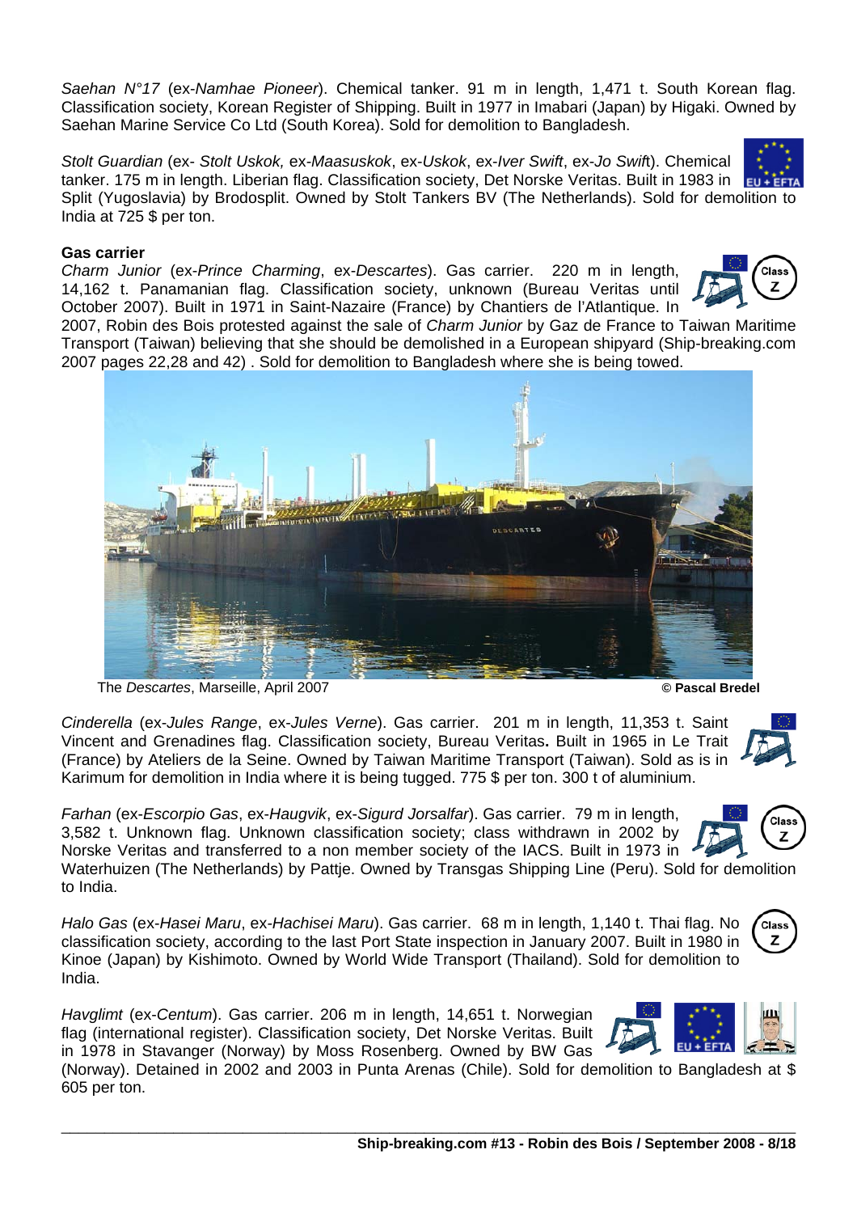*Saehan N°17* (ex-*Namhae Pioneer*). Chemical tanker. 91 m in length, 1,471 t. South Korean flag. Classification society, Korean Register of Shipping. Built in 1977 in Imabari (Japan) by Higaki. Owned by Saehan Marine Service Co Ltd (South Korea). Sold for demolition to Bangladesh.

*Stolt Guardian* (ex- *Stolt Uskok,* ex-*Maasuskok*, ex-*Uskok*, ex-*Iver Swift*, ex-*Jo Swift*). Chemical tanker. 175 m in length. Liberian flag. Classification society, Det Norske Veritas. Built in 1983 in Split (Yugoslavia) by Brodosplit. Owned by Stolt Tankers BV (The Netherlands). Sold for demolition to India at 725 $ per ton.

**Gas carrier**

*Charm Junior* (ex-*Prince Charming*, ex-*Descartes*). Gas carrier. 220 m in length, 14,162 t. Panamanian flag. Classification society, unknown (Bureau Veritas until October 2007). Built in 1971 in Saint-Nazaire (France) by Chantiers de l'Atlantique. In 2007, Robin des Bois protested against the sale of *Charm Junior* by Gaz de France to Taiwan Maritime Transport (Taiwan) believing that she should be demolished in a European shipyard (Ship-breaking.com 2007 pages 22,28 and 42) . Sold for demolition to Bangladesh where she is being towed.

The *Descartes*, Marseille, April 2007 © **Pascal Bredel**

*Cinderella* (ex-*Jules Range*, ex-*Jules Verne*). Gas carrier. 201 m in length, 11,353 t. Saint Vincent and Grenadines flag. Classification society, Bureau Veritas**.** Built in 1965 in Le Trait (France) by Ateliers de la Seine. Owned by Taiwan Maritime Transport (Taiwan). Sold as is in Karimum for demolition in India where it is being tugged. 775 $ per ton. 300 t of aluminium.

*Farhan* (ex-*Escorpio Gas*, ex-*Haugvik*, ex-*Sigurd Jorsalfar*). Gas carrier. 79 m in length, 3,582 t. Unknown flag. Unknown classification society; class withdrawn in 2002 by Norske Veritas and transferred to a non member society of the IACS. Built in 1973 in Waterhuizen (The Netherlands) by Pattje. Owned by Transgas Shipping Line (Peru). Sold for demolition to India.

*Halo Gas* (ex-*Hasei Maru*, ex-*Hachisei Maru*). Gas carrier. 68 m in length, 1,140 t. Thai flag. No classification society, according to the last Port State inspection in January 2007. Built in 1980 in Kinoe (Japan) by Kishimoto. Owned by World Wide Transport (Thailand). Sold for demolition to India.

*Havglimt* (ex-*Centum*). Gas carrier. 206 m in length, 14,651 t. Norwegian flag (international register). Classification society, Det Norske Veritas. Built in 1978 in Stavanger (Norway) by Moss Rosenberg. Owned by BW Gas (Norway). Detained in 2002 and 2003 in Punta Arenas (Chile). Sold for demolition to Bangladesh at $ 605 per ton.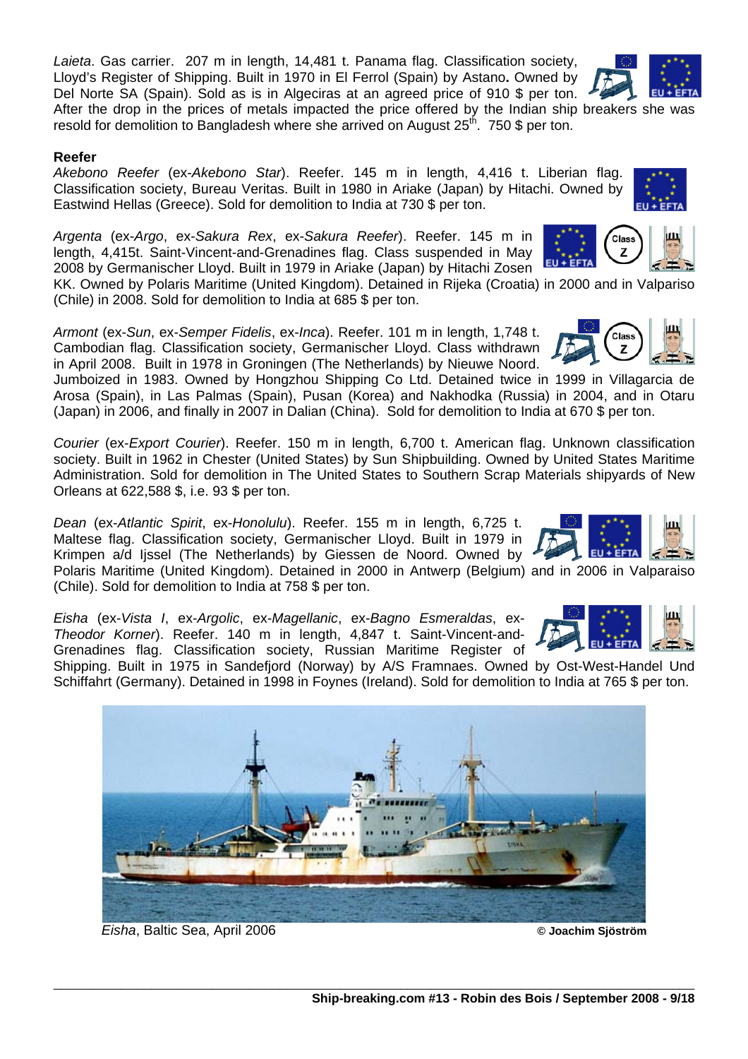*Laieta*. Gas carrier. 207 m in length, 14,481 t. Panama flag. Classification society, Lloyd's Register of Shipping. Built in 1970 in El Ferrol (Spain) by Astano**.** Owned by Del Norte SA (Spain). Sold as is in Algeciras at an agreed price of 910 $ per ton. After the drop in the prices of metals impacted the price offered by the Indian ship breakers she was resold for demolition to Bangladesh where she arrived on August 25[th]. 750 $ per ton.

**Reefer**

*Akebono Reefer* (ex-*Akebono Star*). Reefer. 145 m in length, 4,416 t. Liberian flag. Classification society, Bureau Veritas. Built in 1980 in Ariake (Japan) by Hitachi. Owned by Eastwind Hellas (Greece). Sold for demolition to India at 730 $ per ton.

*Argenta* (ex-*Argo*, ex-*Sakura Rex*, ex-*Sakura Reefer*). Reefer. 145 m in length, 4,415t. Saint-Vincent-and-Grenadines flag. Class suspended in May 2008 by Germanischer Lloyd. Built in 1979 in Ariake (Japan) by Hitachi Zosen KK. Owned by Polaris Maritime (United Kingdom). Detained in Rijeka (Croatia) in 2000 and in Valpariso (Chile) in 2008. Sold for demolition to India at 685 $ per ton.

*Armont* (ex-*Sun*, ex-*Semper Fidelis*, ex-*Inca*). Reefer. 101 m in length, 1,748 t. Cambodian flag. Classification society, Germanischer Lloyd. Class withdrawn in April 2008. Built in 1978 in Groningen (The Netherlands) by Nieuwe Noord. Jumboized in 1983. Owned by Hongzhou Shipping Co Ltd. Detained twice in 1999 in Villagarcia de Arosa (Spain), in Las Palmas (Spain), Pusan (Korea) and Nakhodka (Russia) in 2004, and in Otaru (Japan) in 2006, and finally in 2007 in Dalian (China). Sold for demolition to India at 670 $ per ton.

*Courier* (ex-*Export Courier*). Reefer. 150 m in length, 6,700 t. American flag. Unknown classification society. Built in 1962 in Chester (United States) by Sun Shipbuilding. Owned by United States Maritime Administration. Sold for demolition in The United States to Southern Scrap Materials shipyards of New Orleans at 622,588 $, i.e. 93 $ per ton.

*Dean* (ex-*Atlantic Spirit*, ex-*Honolulu*). Reefer. 155 m in length, 6,725 t. Maltese flag. Classification society, Germanischer Lloyd. Built in 1979 in Krimpen a/d Ijssel (The Netherlands) by Giessen de Noord. Owned by Polaris Maritime (United Kingdom). Detained in 2000 in Antwerp (Belgium) and in 2006 in Valparaiso (Chile). Sold for demolition to India at 758 $ per ton.

*Eisha* (ex-*Vista I*, ex-*Argolic*, ex-*Magellanic*, ex-*Bagno Esmeraldas*, ex-*Theodor Korner*). Reefer. 140 m in length, 4,847 t. Saint-Vincent-and-Grenadines flag. Classification society, Russian Maritime Register of Shipping. Built in 1975 in Sandefjord (Norway) by A/S Framnaes. Owned by Ost-West-Handel Und Schiffahrt (Germany). Detained in 1998 in Foynes (Ireland). Sold for demolition to India at 765 $ per ton.

*Eisha*, Baltic Sea, April 2006 © Joachim Sjöström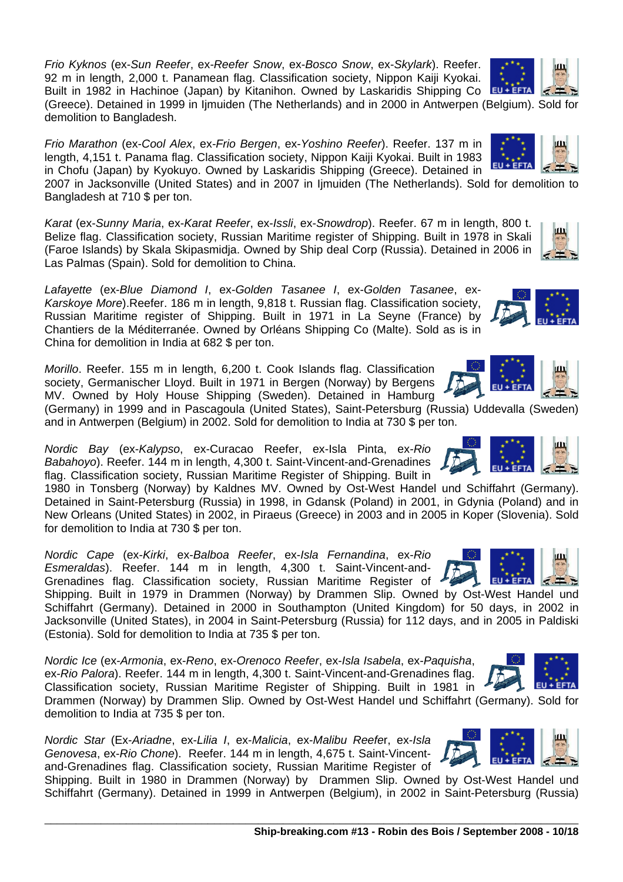*Frio Kyknos* (ex-*Sun Reefer*, ex-*Reefer Snow*, ex-*Bosco Snow*, ex-*Skylark*). Reefer. 92 m in length, 2,000 t. Panamean flag. Classification society, Nippon Kaiji Kyokai. Built in 1982 in Hachinoe (Japan) by Kitanihon. Owned by Laskaridis Shipping Co (Greece). Detained in 1999 in Ijmuiden (The Netherlands) and in 2000 in Antwerpen (Belgium). Sold for demolition to Bangladesh.

*Frio Marathon* (ex-*Cool Alex*, ex-*Frio Bergen*, ex-*Yoshino Reefer*). Reefer. 137 m in length, 4,151 t. Panama flag. Classification society, Nippon Kaiji Kyokai. Built in 1983 in Chofu (Japan) by Kyokuyo. Owned by Laskaridis Shipping (Greece). Detained in 2007 in Jacksonville (United States) and in 2007 in Ijmuiden (The Netherlands). Sold for demolition to Bangladesh at 710 $ per ton.

*Karat* (ex-*Sunny Maria*, ex-*Karat Reefer*, ex-*Issli*, ex-*Snowdrop*). Reefer. 67 m in length, 800 t. Belize flag. Classification society, Russian Maritime register of Shipping. Built in 1978 in Skali (Faroe Islands) by Skala Skipasmidja. Owned by Ship deal Corp (Russia). Detained in 2006 in Las Palmas (Spain). Sold for demolition to China.

*Lafayette* (ex-*Blue Diamond I*, ex-*Golden Tasanee I*, ex-*Golden Tasanee*, ex-*Karskoye More*).Reefer. 186 m in length, 9,818 t. Russian flag. Classification society, Russian Maritime register of Shipping. Built in 1971 in La Seyne (France) by Chantiers de la Méditerranée. Owned by Orléans Shipping Co (Malte). Sold as is in China for demolition in India at 682 $ per ton.

*Morillo*. Reefer. 155 m in length, 6,200 t. Cook Islands flag. Classification society, Germanischer Lloyd. Built in 1971 in Bergen (Norway) by Bergens MV. Owned by Holy House Shipping (Sweden). Detained in Hamburg (Germany) in 1999 and in Pascagoula (United States), Saint-Petersburg (Russia) Uddevalla (Sweden) and in Antwerpen (Belgium) in 2002. Sold for demolition to India at 730 $ per ton.

*Nordic Bay* (ex-*Kalypso*, ex-Curacao Reefer, ex-Isla Pinta, ex-*Rio Babahoyo*). Reefer. 144 m in length, 4,300 t. Saint-Vincent-and-Grenadines flag. Classification society, Russian Maritime Register of Shipping. Built in 1980 in Tonsberg (Norway) by Kaldnes MV. Owned by Ost-West Handel und Schiffahrt (Germany). Detained in Saint-Petersburg (Russia) in 1998, in Gdansk (Poland) in 2001, in Gdynia (Poland) and in New Orleans (United States) in 2002, in Piraeus (Greece) in 2003 and in 2005 in Koper (Slovenia). Sold for demolition to India at 730 $ per ton.

*Nordic Cape* (ex-*Kirki*, ex-*Balboa Reefer*, ex-*Isla Fernandina*, ex-*Rio Esmeraldas*). Reefer. 144 m in length, 4,300 t. Saint-Vincent-and-Grenadines flag. Classification society, Russian Maritime Register of Shipping. Built in 1979 in Drammen (Norway) by Drammen Slip. Owned by Ost-West Handel und Schiffahrt (Germany). Detained in 2000 in Southampton (United Kingdom) for 50 days, in 2002 in Jacksonville (United States), in 2004 in Saint-Petersburg (Russia) for 112 days, and in 2005 in Paldiski (Estonia). Sold for demolition to India at 735 $ per ton.

*Nordic Ice* (ex-*Armonia*, ex-*Reno*, ex-*Orenoco Reefer*, ex-*Isla Isabela*, ex-*Paquisha*, ex-*Rio Palora*). Reefer. 144 m in length, 4,300 t. Saint-Vincent-and-Grenadines flag. Classification society, Russian Maritime Register of Shipping. Built in 1981 in Drammen (Norway) by Drammen Slip. Owned by Ost-West Handel und Schiffahrt (Germany). Sold for demolition to India at 735 $ per ton.

*Nordic Star* (Ex-*Ariadne*, ex-*Lilia I*, ex-*Malicia*, ex-*Malibu Reefe*r, ex-*Isla Genovesa*, ex-*Rio Chone*). Reefer. 144 m in length, 4,675 t. Saint-Vincent-and-Grenadines flag. Classification society, Russian Maritime Register of Shipping. Built in 1980 in Drammen (Norway) by Drammen Slip. Owned by Ost-West Handel und Schiffahrt (Germany). Detained in 1999 in Antwerpen (Belgium), in 2002 in Saint-Petersburg (Russia)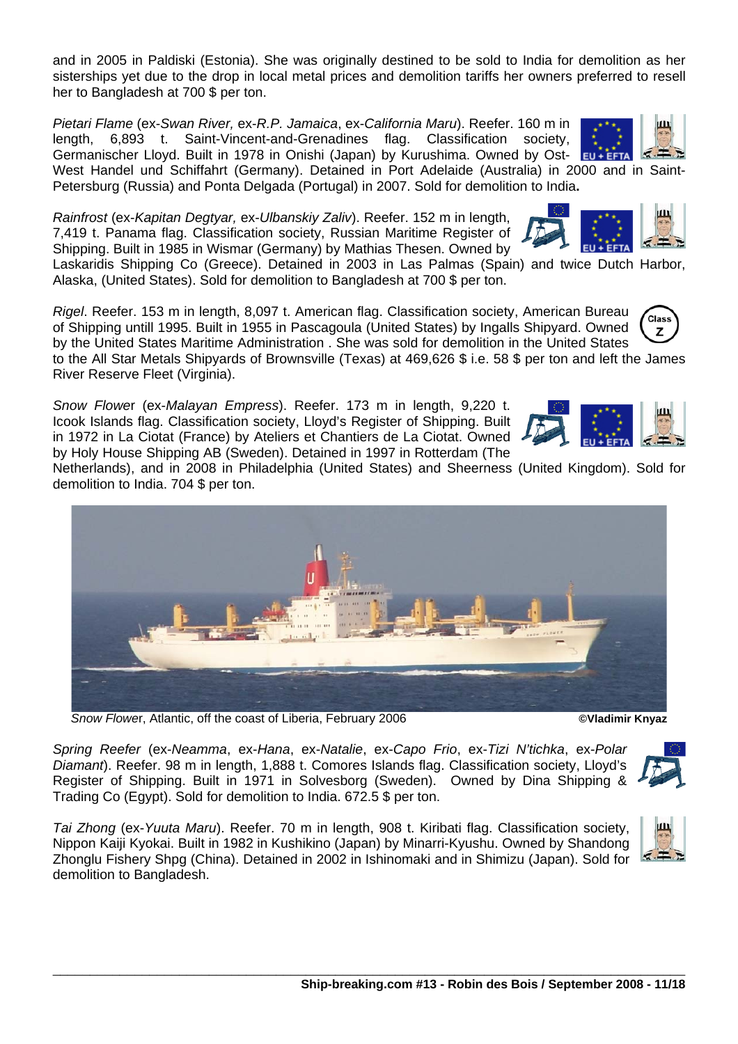and in 2005 in Paldiski (Estonia). She was originally destined to be sold to India for demolition as her sisterships yet due to the drop in local metal prices and demolition tariffs her owners preferred to resell her to Bangladesh at 700 $ per ton.

*Pietari Flame* (ex-*Swan River,* ex-*R.P. Jamaica*, ex-*California Maru*). Reefer. 160 m in length, 6,893 t. Saint-Vincent-and-Grenadines flag. Classification society, Germanischer Lloyd. Built in 1978 in Onishi (Japan) by Kurushima. Owned by Ost-West Handel und Schiffahrt (Germany). Detained in Port Adelaide (Australia) in 2000 and in Saint-Petersburg (Russia) and Ponta Delgada (Portugal) in 2007. Sold for demolition to India**.**

*Rainfrost* (ex-*Kapitan Degtyar,* ex-*Ulbanskiy Zaliv*). Reefer. 152 m in length, 7,419 t. Panama flag. Classification society, Russian Maritime Register of Shipping. Built in 1985 in Wismar (Germany) by Mathias Thesen. Owned by Laskaridis Shipping Co (Greece). Detained in 2003 in Las Palmas (Spain) and twice Dutch Harbor, Alaska, (United States). Sold for demolition to Bangladesh at 700 $ per ton.

*Rigel*. Reefer. 153 m in length, 8,097 t. American flag. Classification society, American Bureau of Shipping untill 1995. Built in 1955 in Pascagoula (United States) by Ingalls Shipyard. Owned by the United States Maritime Administration . She was sold for demolition in the United States to the All Star Metals Shipyards of Brownsville (Texas) at 469,626 $ i.e. 58 $ per ton and left the James River Reserve Fleet (Virginia).

*Snow Flowe*r (ex-*Malayan Empress*). Reefer. 173 m in length, 9,220 t. Icook Islands flag. Classification society, Lloyd's Register of Shipping. Built in 1972 in La Ciotat (France) by Ateliers et Chantiers de La Ciotat. Owned by Holy House Shipping AB (Sweden). Detained in 1997 in Rotterdam (The Netherlands), and in 2008 in Philadelphia (United States) and Sheerness (United Kingdom). Sold for demolition to India. 704 $ per ton.

*Snow Flowe*r, Atlantic, off the coast of Liberia, February 2006 **©Vladimir Knyaz**

*Spring Reefer* (ex-*Neamma*, ex-*Hana*, ex-*Natalie*, ex-*Capo Frio*, ex-*Tizi N'tichka*, ex-*Polar Diamant*). Reefer. 98 m in length, 1,888 t. Comores Islands flag. Classification society, Lloyd's Register of Shipping. Built in 1971 in Solvesborg (Sweden). Owned by Dina Shipping & Trading Co (Egypt). Sold for demolition to India. 672.5 $ per ton.

*Tai Zhong* (ex-*Yuuta Maru*). Reefer. 70 m in length, 908 t. Kiribati flag. Classification society, Nippon Kaiji Kyokai. Built in 1982 in Kushikino (Japan) by Minarri-Kyushu. Owned by Shandong Zhonglu Fishery Shpg (China). Detained in 2002 in Ishinomaki and in Shimizu (Japan). Sold for demolition to Bangladesh.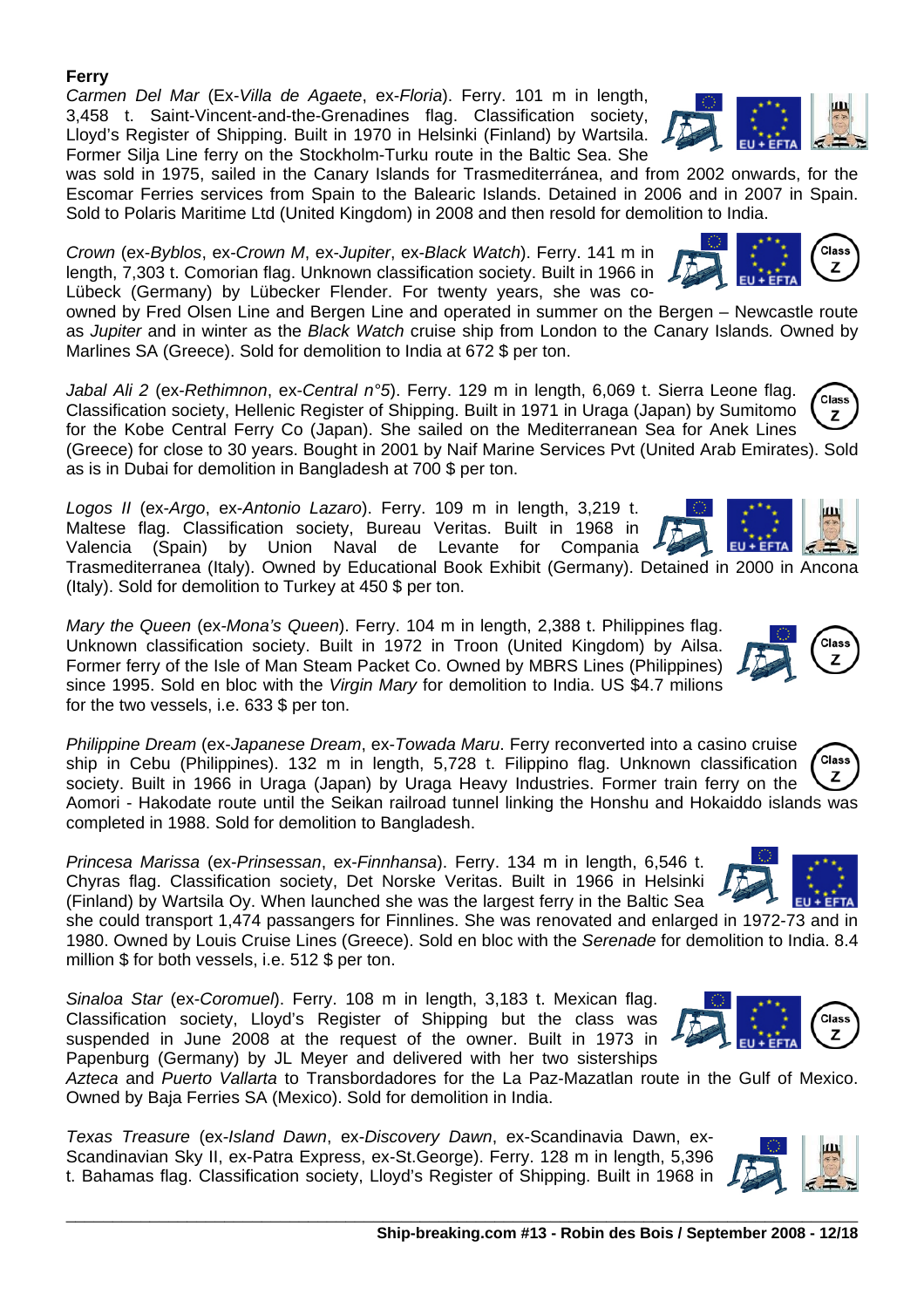**Ferry**

*Carmen Del Mar* (Ex-*Villa de Agaete*, ex-*Floria*). Ferry. 101 m in length, 3,458 t. Saint-Vincent-and-the-Grenadines flag. Classification society, Lloyd's Register of Shipping. Built in 1970 in Helsinki (Finland) by Wartsila. Former Silja Line ferry on the Stockholm-Turku route in the Baltic Sea. She was sold in 1975, sailed in the Canary Islands for Trasmediterránea, and from 2002 onwards, for the Escomar Ferries services from Spain to the Balearic Islands. Detained in 2006 and in 2007 in Spain. Sold to Polaris Maritime Ltd (United Kingdom) in 2008 and then resold for demolition to India.

*Crown* (ex-*Byblos*, ex-*Crown M*, ex-*Jupiter*, ex-*Black Watch*). Ferry. 141 m in length, 7,303 t. Comorian flag. Unknown classification society. Built in 1966 in Lübeck (Germany) by Lübecker Flender. For twenty years, she was co-owned by Fred Olsen Line and Bergen Line and operated in summer on the Bergen – Newcastle route as *Jupiter* and in winter as the *Black Watch* cruise ship from London to the Canary Islands. Owned by Marlines SA (Greece). Sold for demolition to India at 672 $ per ton.

*Jabal Ali 2* (ex-*Rethimnon*, ex-*Central n°5*). Ferry. 129 m in length, 6,069 t. Sierra Leone flag. Classification society, Hellenic Register of Shipping. Built in 1971 in Uraga (Japan) by Sumitomo for the Kobe Central Ferry Co (Japan). She sailed on the Mediterranean Sea for Anek Lines (Greece) for close to 30 years. Bought in 2001 by Naif Marine Services Pvt (United Arab Emirates). Sold as is in Dubai for demolition in Bangladesh at 700 $ per ton.

*Logos II* (ex-*Argo*, ex-*Antonio Lazaro*). Ferry. 109 m in length, 3,219 t. Maltese flag. Classification society, Bureau Veritas. Built in 1968 in Valencia (Spain) by Union Naval de Levante for Compania Trasmediterranea (Italy). Owned by Educational Book Exhibit (Germany). Detained in 2000 in Ancona (Italy). Sold for demolition to Turkey at 450 $ per ton.

*Mary the Queen* (ex-*Mona's Queen*). Ferry. 104 m in length, 2,388 t. Philippines flag. Unknown classification society. Built in 1972 in Troon (United Kingdom) by Ailsa. Former ferry of the Isle of Man Steam Packet Co. Owned by MBRS Lines (Philippines) since 1995. Sold en bloc with the *Virgin Mary* for demolition to India. US $4.7 milions for the two vessels, i.e. 633 $ per ton.

*Philippine Dream* (ex-*Japanese Dream*, ex-*Towada Maru*. Ferry reconverted into a casino cruise ship in Cebu (Philippines). 132 m in length, 5,728 t. Filippino flag. Unknown classification society. Built in 1966 in Uraga (Japan) by Uraga Heavy Industries. Former train ferry on the Aomori - Hakodate route until the Seikan railroad tunnel linking the Honshu and Hokaiddo islands was completed in 1988. Sold for demolition to Bangladesh.

*Princesa Marissa* (ex-*Prinsessan*, ex-*Finnhansa*). Ferry. 134 m in length, 6,546 t. Chyras flag. Classification society, Det Norske Veritas. Built in 1966 in Helsinki (Finland) by Wartsila Oy. When launched she was the largest ferry in the Baltic Sea she could transport 1,474 passangers for Finnlines. She was renovated and enlarged in 1972-73 and in 1980. Owned by Louis Cruise Lines (Greece). Sold en bloc with the *Serenade* for demolition to India. 8.4 million $ for both vessels, i.e. 512 $ per ton.

*Sinaloa Star* (ex-*Coromuel*). Ferry. 108 m in length, 3,183 t. Mexican flag. Classification society, Lloyd's Register of Shipping but the class was suspended in June 2008 at the request of the owner. Built in 1973 in Papenburg (Germany) by JL Meyer and delivered with her two sisterships *Azteca* and *Puerto Vallarta* to Transbordadores for the La Paz-Mazatlan route in the Gulf of Mexico. Owned by Baja Ferries SA (Mexico). Sold for demolition in India.

*Texas Treasure* (ex-*Island Dawn*, ex-*Discovery Dawn*, ex-Scandinavia Dawn, ex-Scandinavian Sky II, ex-Patra Express, ex-St.George). Ferry. 128 m in length, 5,396 t. Bahamas flag. Classification society, Lloyd's Register of Shipping. Built in 1968 in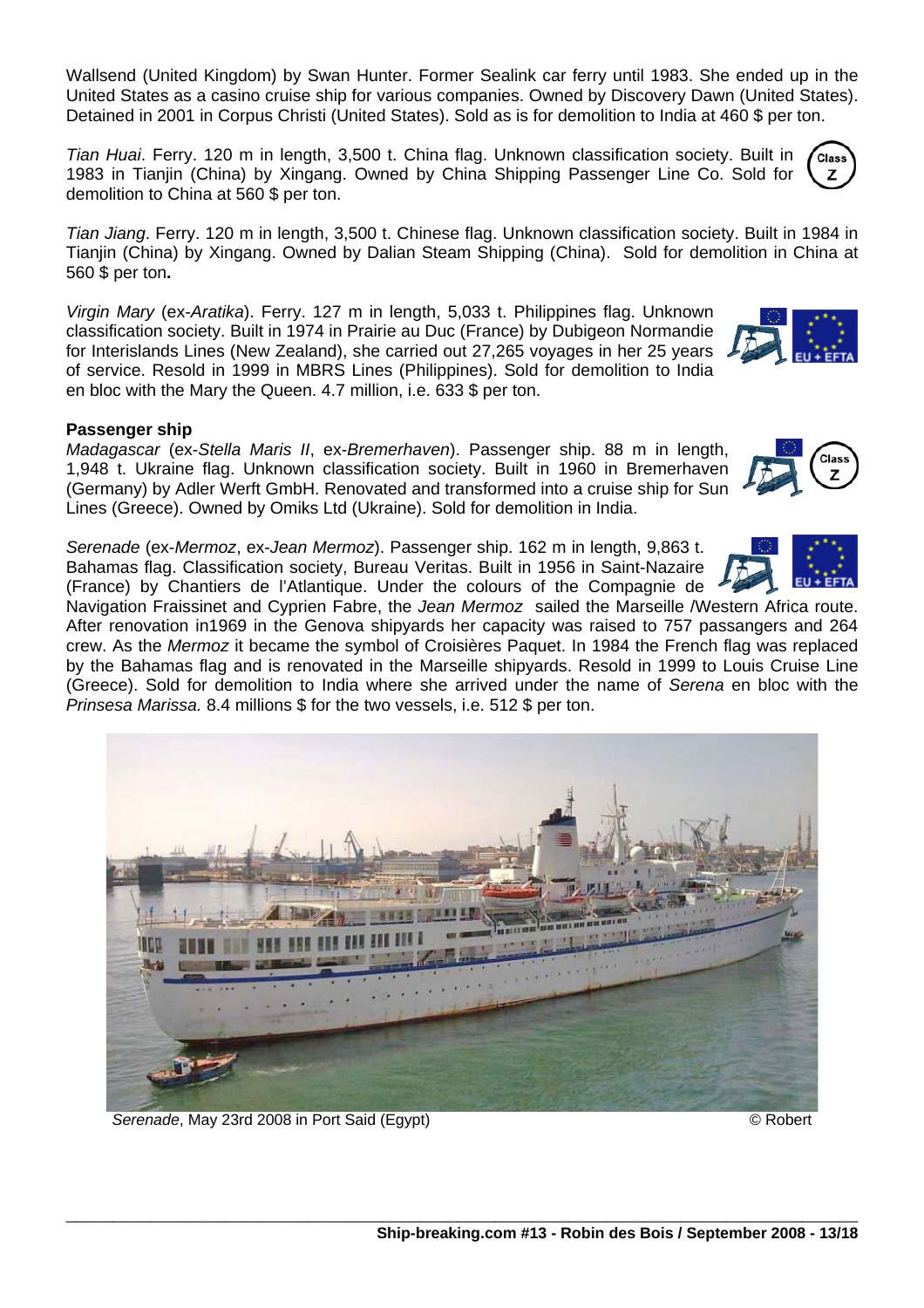Wallsend (United Kingdom) by Swan Hunter. Former Sealink car ferry until 1983. She ended up in the United States as a casino cruise ship for various companies. Owned by Discovery Dawn (United States). Detained in 2001 in Corpus Christi (United States). Sold as is for demolition to India at 460 $ per ton.

*Tian Huai*. Ferry. 120 m in length, 3,500 t. China flag. Unknown classification society. Built in 1983 in Tianjin (China) by Xingang. Owned by China Shipping Passenger Line Co. Sold for demolition to China at 560 $ per ton.

*Tian Jiang*. Ferry. 120 m in length, 3,500 t. Chinese flag. Unknown classification society. Built in 1984 in Tianjin (China) by Xingang. Owned by Dalian Steam Shipping (China). Sold for demolition in China at 560 $ per ton**.**

*Virgin Mary* (ex-*Aratika*). Ferry. 127 m in length, 5,033 t. Philippines flag. Unknown classification society. Built in 1974 in Prairie au Duc (France) by Dubigeon Normandie for Interislands Lines (New Zealand), she carried out 27,265 voyages in her 25 years of service. Resold in 1999 in MBRS Lines (Philippines). Sold for demolition to India en bloc with the Mary the Queen. 4.7 million, i.e. 633 $ per ton.

**Passenger ship**

*Madagascar* (ex-*Stella Maris II*, ex-*Bremerhaven*). Passenger ship. 88 m in length, 1,948 t. Ukraine flag. Unknown classification society. Built in 1960 in Bremerhaven (Germany) by Adler Werft GmbH. Renovated and transformed into a cruise ship for Sun Lines (Greece). Owned by Omiks Ltd (Ukraine). Sold for demolition in India.

*Serenade* (ex-*Mermoz*, ex-*Jean Mermoz*). Passenger ship. 162 m in length, 9,863 t. Bahamas flag. Classification society, Bureau Veritas. Built in 1956 in Saint-Nazaire (France) by Chantiers de l'Atlantique. Under the colours of the Compagnie de Navigation Fraissinet and Cyprien Fabre, the *Jean Mermoz* sailed the Marseille /Western Africa route. After renovation in1969 in the Genova shipyards her capacity was raised to 757 passangers and 264 crew. As the *Mermoz* it became the symbol of Croisières Paquet. In 1984 the French flag was replaced by the Bahamas flag and is renovated in the Marseille shipyards. Resold in 1999 to Louis Cruise Line (Greece). Sold for demolition to India where she arrived under the name of *Serena* en bloc with the *Prinsesa Marissa.* 8.4 millions $ for the two vessels, i.e. 512 $ per ton.

*Serenade*, May 23rd 2008 in Port Said (Egypt) © Robert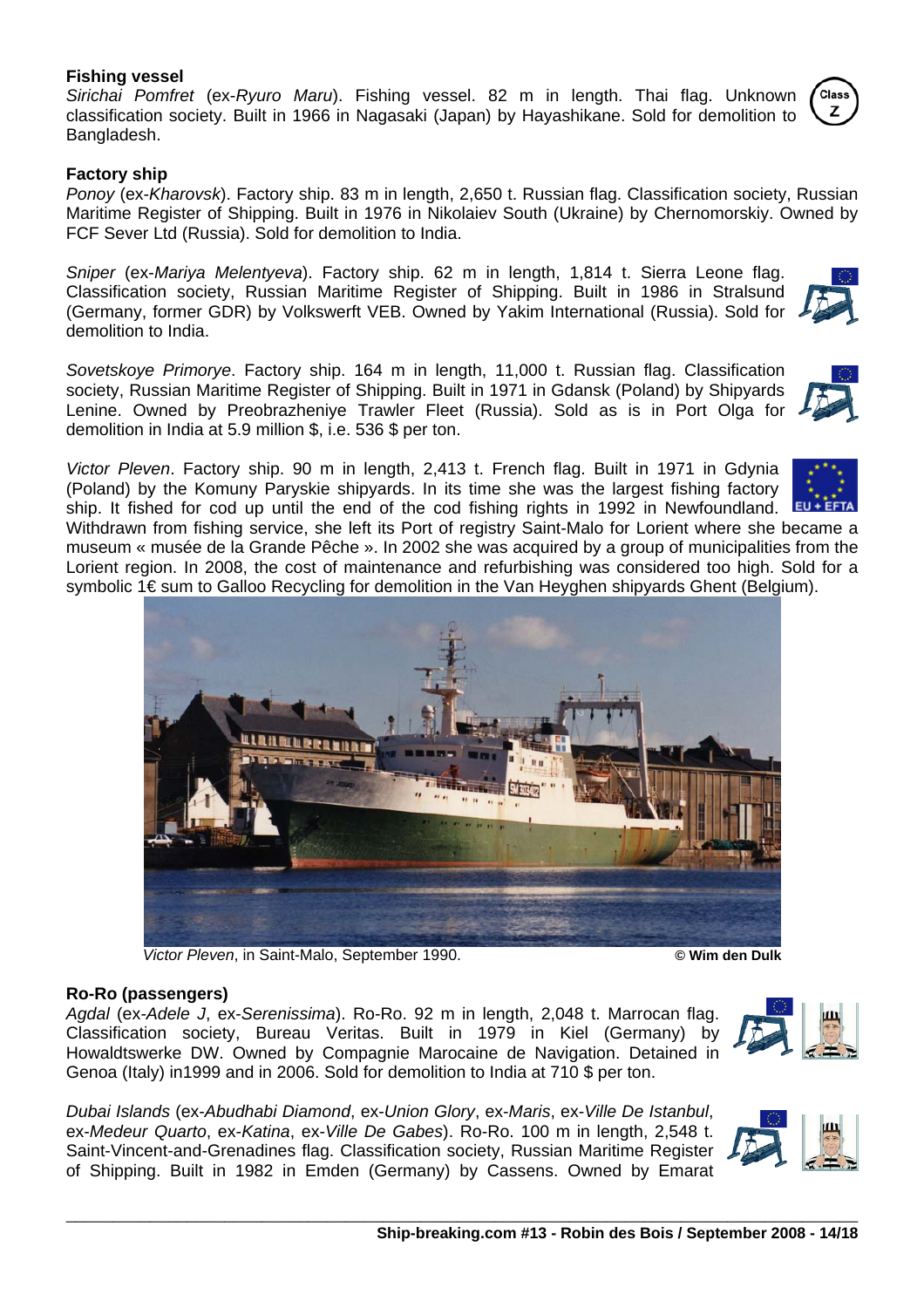### Fishing vessel

*Sirichai Pomfret* (ex-*Ryuro Maru*). Fishing vessel. 82 m in length. Thai flag. Unknown classification society. Built in 1966 in Nagasaki (Japan) by Hayashikane. Sold for demolition to Bangladesh.

### Factory ship

*Ponoy* (ex-*Kharovsk*). Factory ship. 83 m in length, 2,650 t. Russian flag. Classification society, Russian Maritime Register of Shipping. Built in 1976 in Nikolaiev South (Ukraine) by Chernomorskiy. Owned by FCF Sever Ltd (Russia). Sold for demolition to India.

*Sniper* (ex-*Mariya Melentyeva*). Factory ship. 62 m in length, 1,814 t. Sierra Leone flag. Classification society, Russian Maritime Register of Shipping. Built in 1986 in Stralsund (Germany, former GDR) by Volkswerft VEB. Owned by Yakim International (Russia). Sold for demolition to India.

*Sovetskoye Primorye*. Factory ship. 164 m in length, 11,000 t. Russian flag. Classification society, Russian Maritime Register of Shipping. Built in 1971 in Gdansk (Poland) by Shipyards Lenine. Owned by Preobrazheniye Trawler Fleet (Russia). Sold as is in Port Olga for demolition in India at 5.9 million $, i.e. 536 $ per ton.

*Victor Pleven*. Factory ship. 90 m in length, 2,413 t. French flag. Built in 1971 in Gdynia (Poland) by the Komuny Paryskie shipyards. In its time she was the largest fishing factory ship. It fished for cod up until the end of the cod fishing rights in 1992 in Newfoundland. Withdrawn from fishing service, she left its Port of registry Saint-Malo for Lorient where she became a museum « musée de la Grande Pêche ». In 2002 she was acquired by a group of municipalities from the Lorient region. In 2008, the cost of maintenance and refurbishing was considered too high. Sold for a symbolic 1€ sum to Galloo Recycling for demolition in the Van Heyghen shipyards Ghent (Belgium).

*Victor Pleven*, in Saint-Malo, September 1990. **© Wim den Dulk**

### Ro-Ro (passengers)

*Agdal* (ex-*Adele J*, ex-*Serenissima*). Ro-Ro. 92 m in length, 2,048 t. Marrocan flag. Classification society, Bureau Veritas. Built in 1979 in Kiel (Germany) by Howaldtswerke DW. Owned by Compagnie Marocaine de Navigation. Detained in Genoa (Italy) in1999 and in 2006. Sold for demolition to India at 710 $ per ton.

*Dubai Islands* (ex-*Abudhabi Diamond*, ex-*Union Glory*, ex-*Maris*, ex-*Ville De Istanbul*, ex-*Medeur Quarto*, ex-*Katina*, ex-*Ville De Gabes*). Ro-Ro. 100 m in length, 2,548 t. Saint-Vincent-and-Grenadines flag. Classification society, Russian Maritime Register of Shipping. Built in 1982 in Emden (Germany) by Cassens. Owned by Emarat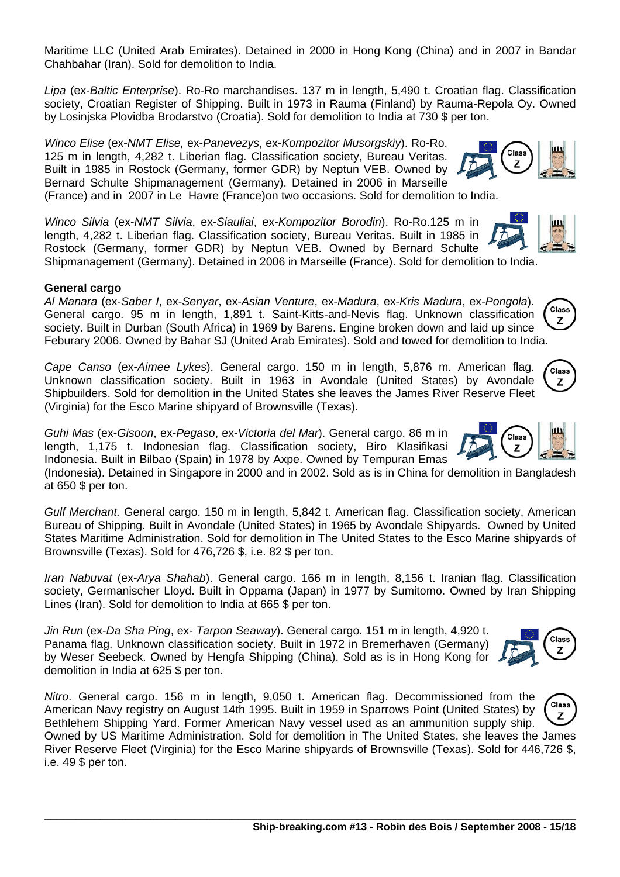Maritime LLC (United Arab Emirates). Detained in 2000 in Hong Kong (China) and in 2007 in Bandar Chahbahar (Iran). Sold for demolition to India.

*Lipa* (ex-*Baltic Enterprise*). Ro-Ro marchandises. 137 m in length, 5,490 t. Croatian flag. Classification society, Croatian Register of Shipping. Built in 1973 in Rauma (Finland) by Rauma-Repola Oy. Owned by Losinjska Plovidba Brodarstvo (Croatia). Sold for demolition to India at 730 $ per ton.

*Winco Elise* (ex-*NMT Elise,* ex-*Panevezys*, ex-*Kompozitor Musorgskiy*). Ro-Ro. 125 m in length, 4,282 t. Liberian flag. Classification society, Bureau Veritas. Built in 1985 in Rostock (Germany, former GDR) by Neptun VEB. Owned by Bernard Schulte Shipmanagement (Germany). Detained in 2006 in Marseille (France) and in 2007 in Le Havre (France)on two occasions. Sold for demolition to India.

*Winco Silvia* (ex-*NMT Silvia*, ex-*Siauliai*, ex-*Kompozitor Borodin*). Ro-Ro.125 m in length, 4,282 t. Liberian flag. Classification society, Bureau Veritas. Built in 1985 in Rostock (Germany, former GDR) by Neptun VEB. Owned by Bernard Schulte Shipmanagement (Germany). Detained in 2006 in Marseille (France). Sold for demolition to India.

**General cargo**

*Al Manara* (ex-*Saber I*, ex-*Senyar*, ex-*Asian Venture*, ex-*Madura*, ex-*Kris Madura*, ex-*Pongola*). General cargo. 95 m in length, 1,891 t. Saint-Kitts-and-Nevis flag. Unknown classification society. Built in Durban (South Africa) in 1969 by Barens. Engine broken down and laid up since Feburary 2006. Owned by Bahar SJ (United Arab Emirates). Sold and towed for demolition to India.

*Cape Canso* (ex-*Aimee Lykes*). General cargo. 150 m in length, 5,876 m. American flag. Unknown classification society. Built in 1963 in Avondale (United States) by Avondale Shipbuilders. Sold for demolition in the United States she leaves the James River Reserve Fleet (Virginia) for the Esco Marine shipyard of Brownsville (Texas).

*Guhi Mas* (ex-*Gisoon*, ex-*Pegaso*, ex-*Victoria del Mar*). General cargo. 86 m in length, 1,175 t. Indonesian flag. Classification society, Biro Klasifikasi Indonesia. Built in Bilbao (Spain) in 1978 by Axpe. Owned by Tempuran Emas (Indonesia). Detained in Singapore in 2000 and in 2002. Sold as is in China for demolition in Bangladesh at 650 $ per ton.

*Gulf Merchant.* General cargo. 150 m in length, 5,842 t. American flag. Classification society, American Bureau of Shipping. Built in Avondale (United States) in 1965 by Avondale Shipyards. Owned by United States Maritime Administration. Sold for demolition in The United States to the Esco Marine shipyards of Brownsville (Texas). Sold for 476,726 $, i.e. 82 $ per ton.

*Iran Nabuvat* (ex-*Arya Shahab*). General cargo. 166 m in length, 8,156 t. Iranian flag. Classification society, Germanischer Lloyd. Built in Oppama (Japan) in 1977 by Sumitomo. Owned by Iran Shipping Lines (Iran). Sold for demolition to India at 665 $ per ton.

*Jin Run* (ex-*Da Sha Ping*, ex- *Tarpon Seaway*). General cargo. 151 m in length, 4,920 t. Panama flag. Unknown classification society. Built in 1972 in Bremerhaven (Germany) by Weser Seebeck. Owned by Hengfa Shipping (China). Sold as is in Hong Kong for demolition in India at 625 $ per ton.

*Nitro*. General cargo. 156 m in length, 9,050 t. American flag. Decommissioned from the American Navy registry on August 14th 1995. Built in 1959 in Sparrows Point (United States) by Bethlehem Shipping Yard. Former American Navy vessel used as an ammunition supply ship. Owned by US Maritime Administration. Sold for demolition in The United States, she leaves the James River Reserve Fleet (Virginia) for the Esco Marine shipyards of Brownsville (Texas). Sold for 446,726 $, i.e. 49 $ per ton.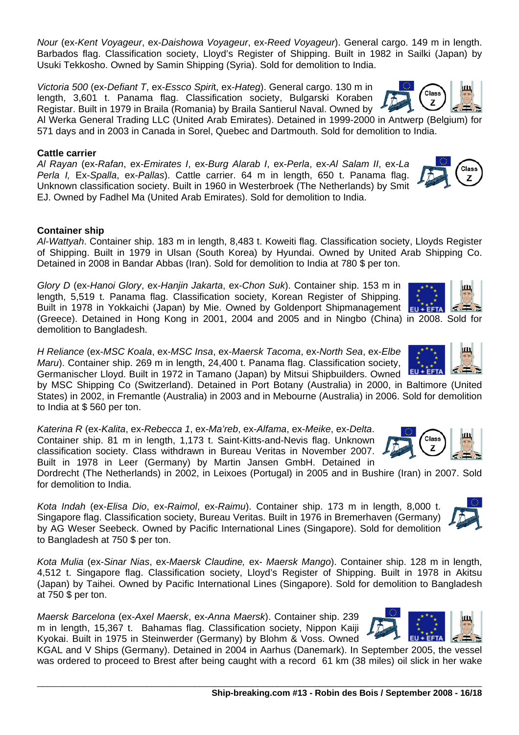*Nour* (ex-*Kent Voyageur*, ex-*Daishowa Voyageur*, ex-*Reed Voyageur*). General cargo. 149 m in length. Barbados flag. Classification society, Lloyd's Register of Shipping. Built in 1982 in Sailki (Japan) by Usuki Tekkosho. Owned by Samin Shipping (Syria). Sold for demolition to India.

*Victoria 500* (ex-*Defiant T*, ex-*Essco Spirit*, ex-*Hateg*). General cargo. 130 m in length, 3,601 t. Panama flag. Classification society, Bulgarski Koraben Registar. Built in 1979 in Braila (Romania) by Braila Santierul Naval. Owned by Al Werka General Trading LLC (United Arab Emirates). Detained in 1999-2000 in Antwerp (Belgium) for 571 days and in 2003 in Canada in Sorel, Quebec and Dartmouth. Sold for demolition to India.

**Cattle carrier**

*Al Rayan* (ex-*Rafan*, ex-*Emirates I*, ex-*Burg Alarab I*, ex-*Perla*, ex-*Al Salam II*, ex-*La Perla I,* Ex-*Spalla*, ex-*Pallas*). Cattle carrier. 64 m in length, 650 t. Panama flag. Unknown classification society. Built in 1960 in Westerbroek (The Netherlands) by Smit EJ. Owned by Fadhel Ma (United Arab Emirates). Sold for demolition to India.

**Container ship**

*Al-Wattyah*. Container ship. 183 m in length, 8,483 t. Koweiti flag. Classification society, Lloyds Register of Shipping. Built in 1979 in Ulsan (South Korea) by Hyundai. Owned by United Arab Shipping Co. Detained in 2008 in Bandar Abbas (Iran). Sold for demolition to India at 780 $ per ton.

*Glory D* (ex-*Hanoi Glory*, ex-*Hanjin Jakarta*, ex-*Chon Suk*). Container ship. 153 m in length, 5,519 t. Panama flag. Classification society, Korean Register of Shipping. Built in 1978 in Yokkaichi (Japan) by Mie. Owned by Goldenport Shipmanagement (Greece). Detained in Hong Kong in 2001, 2004 and 2005 and in Ningbo (China) in 2008. Sold for demolition to Bangladesh.

*H Reliance* (ex-*MSC Koala*, ex-*MSC Insa*, ex-*Maersk Tacoma*, ex-*North Sea*, ex-*Elbe Maru*). Container ship. 269 m in length, 24,400 t. Panama flag. Classification society, Germanischer Lloyd. Built in 1972 in Tamano (Japan) by Mitsui Shipbuilders. Owned by MSC Shipping Co (Switzerland). Detained in Port Botany (Australia) in 2000, in Baltimore (United States) in 2002, in Fremantle (Australia) in 2003 and in Mebourne (Australia) in 2006. Sold for demolition to India at $ 560 per ton.

*Katerina R* (ex-*Kalita*, ex-*Rebecca 1*, ex-*Ma'reb*, ex-*Alfama*, ex-*Meike*, ex-*Delta*. Container ship. 81 m in length, 1,173 t. Saint-Kitts-and-Nevis flag. Unknown classification society. Class withdrawn in Bureau Veritas in November 2007. Built in 1978 in Leer (Germany) by Martin Jansen GmbH. Detained in Dordrecht (The Netherlands) in 2002, in Leixoes (Portugal) in 2005 and in Bushire (Iran) in 2007. Sold for demolition to India.

*Kota Indah* (ex-*Elisa Dio*, ex-*Raimol*, ex-*Raimu*). Container ship. 173 m in length, 8,000 t. Singapore flag. Classification society, Bureau Veritas. Built in 1976 in Bremerhaven (Germany) by AG Weser Seebeck. Owned by Pacific International Lines (Singapore). Sold for demolition to Bangladesh at 750 $ per ton.

*Kota Mulia* (ex-*Sinar Nias*, ex-*Maersk Claudine,* ex- *Maersk Mango*). Container ship. 128 m in length, 4,512 t. Singapore flag. Classification society, Lloyd's Register of Shipping. Built in 1978 in Akitsu (Japan) by Taihei. Owned by Pacific International Lines (Singapore). Sold for demolition to Bangladesh at 750 $ per ton.

*Maersk Barcelona* (ex-*Axel Maersk*, ex-*Anna Maersk*). Container ship. 239 m in length, 15,367 t. Bahamas flag. Classification society, Nippon Kaiji Kyokai. Built in 1975 in Steinwerder (Germany) by Blohm & Voss. Owned KGAL and V Ships (Germany). Detained in 2004 in Aarhus (Danemark). In September 2005, the vessel was ordered to proceed to Brest after being caught with a record 61 km (38 miles) oil slick in her wake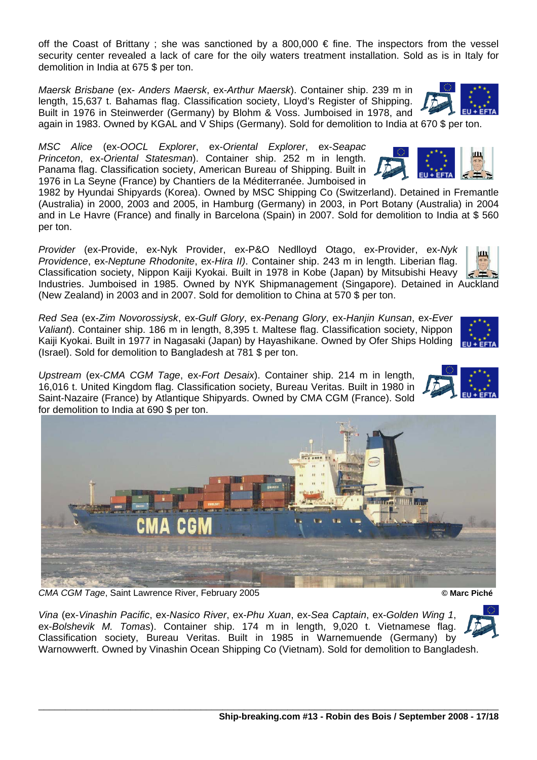off the Coast of Brittany ; she was sanctioned by a 800,000 € fine. The inspectors from the vessel security center revealed a lack of care for the oily waters treatment installation. Sold as is in Italy for demolition in India at 675 $ per ton.

*Maersk Brisbane* (ex- *Anders Maersk*, ex-*Arthur Maersk*). Container ship. 239 m in length, 15,637 t. Bahamas flag. Classification society, Lloyd's Register of Shipping. Built in 1976 in Steinwerder (Germany) by Blohm & Voss. Jumboised in 1978, and again in 1983. Owned by KGAL and V Ships (Germany). Sold for demolition to India at 670 $ per ton.

*MSC Alice* (ex-*OOCL Explorer*, ex-*Oriental Explorer*, ex-*Seapac Princeton*, ex-*Oriental Statesman*). Container ship. 252 m in length. Panama flag. Classification society, American Bureau of Shipping. Built in 1976 in La Seyne (France) by Chantiers de la Méditerranée. Jumboised in 1982 by Hyundai Shipyards (Korea). Owned by MSC Shipping Co (Switzerland). Detained in Fremantle (Australia) in 2000, 2003 and 2005, in Hamburg (Germany) in 2003, in Port Botany (Australia) in 2004 and in Le Havre (France) and finally in Barcelona (Spain) in 2007. Sold for demolition to India at $ 560 per ton.

*Provider* (ex-Provide, ex-Nyk Provider, ex-P&O Nedlloyd Otago, ex-Provider, ex-*Nyk Providence*, ex-*Neptune Rhodonite*, ex-*Hira II)*. Container ship. 243 m in length. Liberian flag. Classification society, Nippon Kaiji Kyokai. Built in 1978 in Kobe (Japan) by Mitsubishi Heavy Industries. Jumboised in 1985. Owned by NYK Shipmanagement (Singapore). Detained in Auckland (New Zealand) in 2003 and in 2007. Sold for demolition to China at 570 $ per ton.

*Red Sea* (ex-*Zim Novorossiysk*, ex-*Gulf Glory*, ex-*Penang Glory*, ex-*Hanjin Kunsan*, ex-*Ever Valiant*). Container ship. 186 m in length, 8,395 t. Maltese flag. Classification society, Nippon Kaiji Kyokai. Built in 1977 in Nagasaki (Japan) by Hayashikane. Owned by Ofer Ships Holding (Israel). Sold for demolition to Bangladesh at 781 $ per ton.

*Upstream* (ex-*CMA CGM Tage*, ex-*Fort Desaix*). Container ship. 214 m in length, 16,016 t. United Kingdom flag. Classification society, Bureau Veritas. Built in 1980 in Saint-Nazaire (France) by Atlantique Shipyards. Owned by CMA CGM (France). Sold for demolition to India at 690 $ per ton.

*CMA CGM Tage*, Saint Lawrence River, February 2005 **© Marc Piché**

*Vina* (ex-*Vinashin Pacific*, ex-*Nasico River*, ex-*Phu Xuan*, ex-*Sea Captain*, ex-*Golden Wing 1*, ex-*Bolshevik M. Tomas*). Container ship. 174 m in length, 9,020 t. Vietnamese flag. Classification society, Bureau Veritas. Built in 1985 in Warnemuende (Germany) by Warnowwerft. Owned by Vinashin Ocean Shipping Co (Vietnam). Sold for demolition to Bangladesh.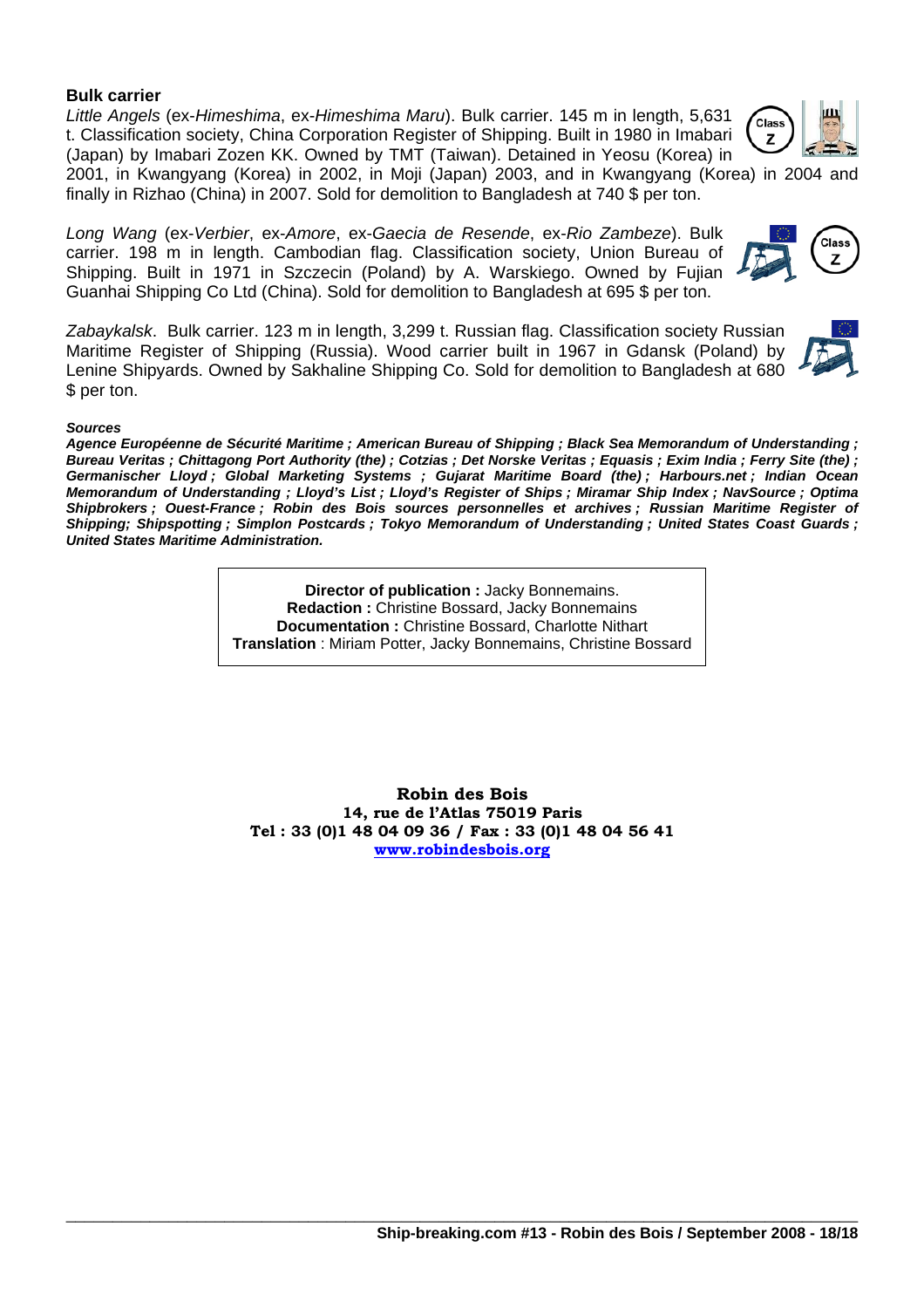### Bulk carrier

*Little Angels* (ex-*Himeshima*, ex-*Himeshima Maru*). Bulk carrier. 145 m in length, 5,631 t. Classification society, China Corporation Register of Shipping. Built in 1980 in Imabari (Japan) by Imabari Zozen KK. Owned by TMT (Taiwan). Detained in Yeosu (Korea) in 2001, in Kwangyang (Korea) in 2002, in Moji (Japan) 2003, and in Kwangyang (Korea) in 2004 and finally in Rizhao (China) in 2007. Sold for demolition to Bangladesh at 740 $ per ton.

*Long Wang* (ex-*Verbier*, ex-*Amore*, ex-*Gaecia de Resende*, ex-*Rio Zambeze*). Bulk carrier. 198 m in length. Cambodian flag. Classification society, Union Bureau of Shipping. Built in 1971 in Szczecin (Poland) by A. Warskiego. Owned by Fujian Guanhai Shipping Co Ltd (China). Sold for demolition to Bangladesh at 695 $ per ton.

*Zabaykalsk*. Bulk carrier. 123 m in length, 3,299 t. Russian flag. Classification society Russian Maritime Register of Shipping (Russia). Wood carrier built in 1967 in Gdansk (Poland) by Lenine Shipyards. Owned by Sakhaline Shipping Co. Sold for demolition to Bangladesh at 680 $ per ton.

***Sources***

***Agence Européenne de Sécurité Maritime ; American Bureau of Shipping ; Black Sea Memorandum of Understanding ; Bureau Veritas ; Chittagong Port Authority (the) ; Cotzias ; Det Norske Veritas ; Equasis ; Exim India ; Ferry Site (the) ; Germanischer Lloyd ; Global Marketing Systems ; Gujarat Maritime Board (the) ; Harbours.net ; Indian Ocean Memorandum of Understanding ; Lloyd's List ; Lloyd's Register of Ships ; Miramar Ship Index ; NavSource ; Optima Shipbrokers ; Ouest-France ; Robin des Bois sources personnelles et archives ; Russian Maritime Register of Shipping; Shipspotting ; Simplon Postcards ; Tokyo Memorandum of Understanding ; United States Coast Guards ; United States Maritime Administration.***

**Director of publication :** Jacky Bonnemains.
**Redaction :** Christine Bossard, Jacky Bonnemains
**Documentation :** Christine Bossard, Charlotte Nithart
**Translation** : Miriam Potter, Jacky Bonnemains, Christine Bossard

**Robin des Bois**
**14, rue de l'Atlas 75019 Paris**
**Tel : 33 (0)1 48 04 09 36 / Fax : 33 (0)1 48 04 56 41**
**www.robindesbois.org**